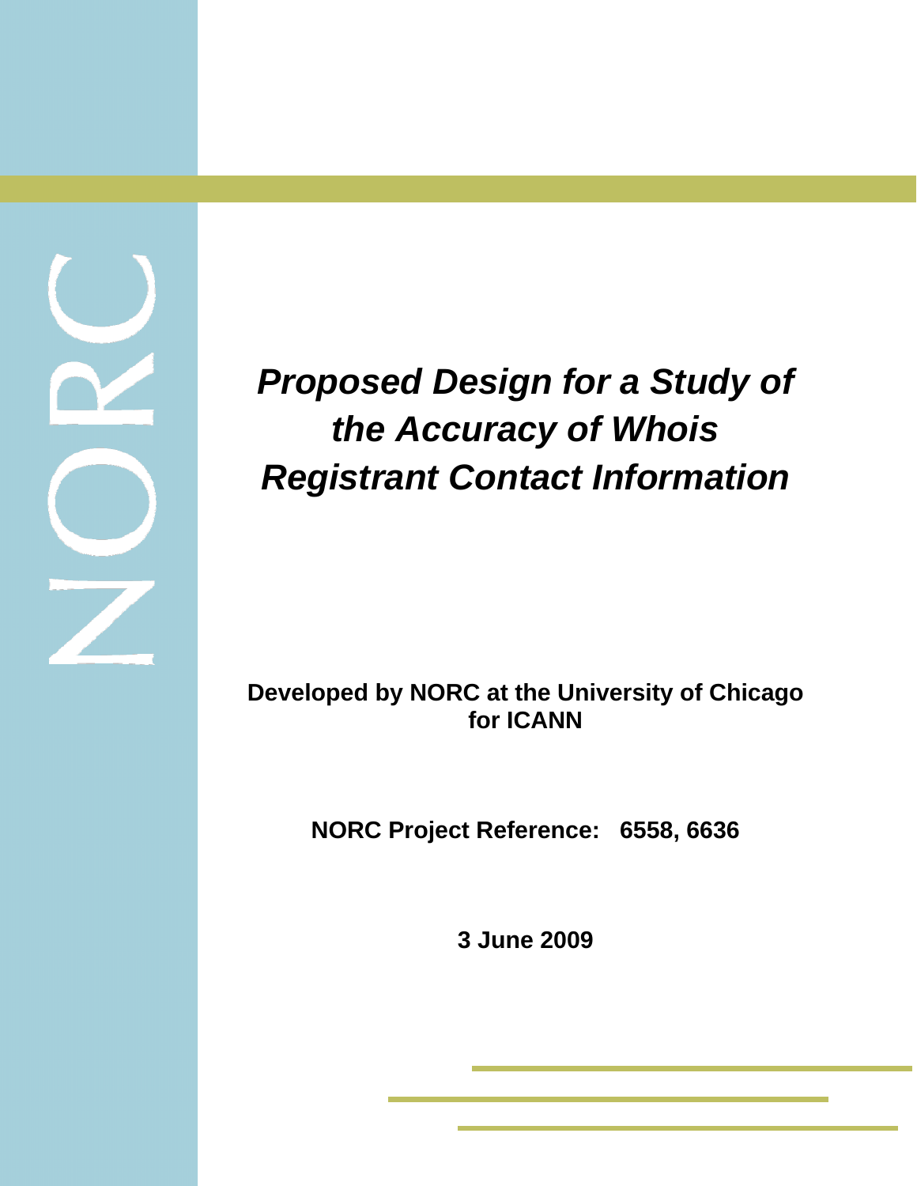NORC

# *Proposed Design for a Study of the Accuracy of Whois Registrant Contact Information*

**Developed by NORC at the University of Chicago for ICANN**

**NORC Project Reference: 6558, 6636**

**3 June 2009**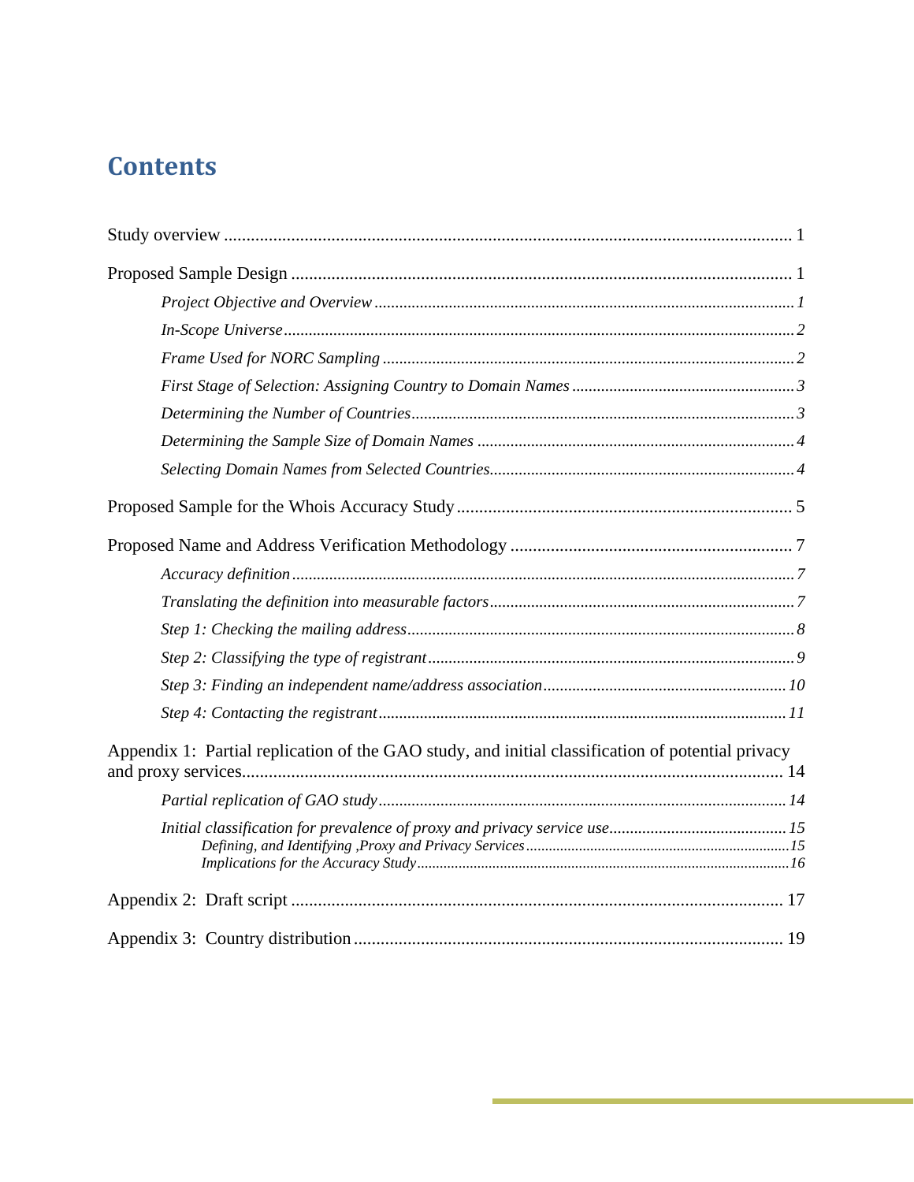# Contents

Study overview ..... 1

Proposed Sample Design ..... 1

- *Project Objective and Overview ..... 1*
- *In-Scope Universe ..... 2*
- *Frame Used for NORC Sampling ..... 2*
- *First Stage of Selection: Assigning Country to Domain Names ..... 3*
- *Determining the Number of Countries ..... 3*
- *Determining the Sample Size of Domain Names ..... 4*
- *Selecting Domain Names from Selected Countries ..... 4*

Proposed Sample for the Whois Accuracy Study ..... 5

Proposed Name and Address Verification Methodology ..... 7

- *Accuracy definition ..... 7*
- *Translating the definition into measurable factors ..... 7*
- *Step 1: Checking the mailing address ..... 8*
- *Step 2: Classifying the type of registrant ..... 9*
- *Step 3: Finding an independent name/address association ..... 10*
- *Step 4: Contacting the registrant ..... 11*

Appendix 1: Partial replication of the GAO study, and initial classification of potential privacy and proxy services ..... 14

- *Partial replication of GAO study ..... 14*
- *Initial classification for prevalence of proxy and privacy service use ..... 15*
  - *Defining, and Identifying ,Proxy and Privacy Services ..... 15*
  - *Implications for the Accuracy Study ..... 16*

Appendix 2: Draft script ..... 17

Appendix 3: Country distribution ..... 19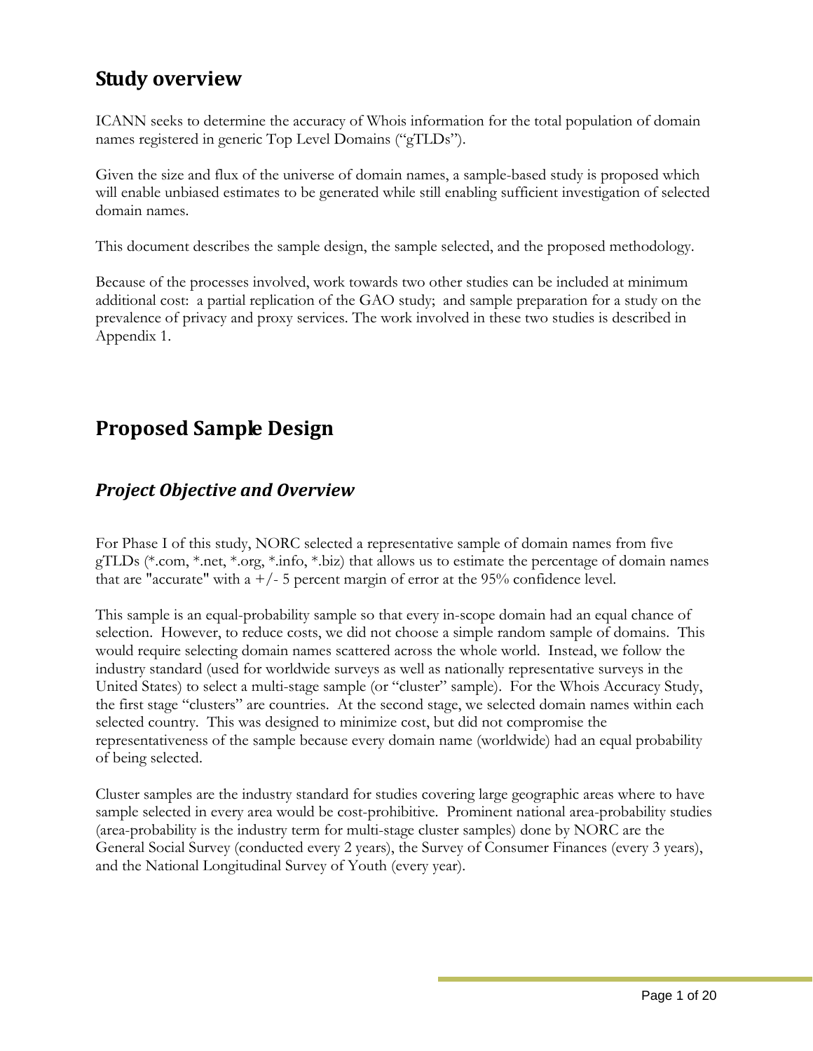## Study overview

ICANN seeks to determine the accuracy of Whois information for the total population of domain names registered in generic Top Level Domains ("gTLDs").

Given the size and flux of the universe of domain names, a sample-based study is proposed which will enable unbiased estimates to be generated while still enabling sufficient investigation of selected domain names.

This document describes the sample design, the sample selected, and the proposed methodology.

Because of the processes involved, work towards two other studies can be included at minimum additional cost: a partial replication of the GAO study; and sample preparation for a study on the prevalence of privacy and proxy services. The work involved in these two studies is described in Appendix 1.

## Proposed Sample Design

### *Project Objective and Overview*

For Phase I of this study, NORC selected a representative sample of domain names from five gTLDs (*.com, *.net, *.org, *.info, *.biz) that allows us to estimate the percentage of domain names that are "accurate" with a +/- 5 percent margin of error at the 95% confidence level.

This sample is an equal-probability sample so that every in-scope domain had an equal chance of selection. However, to reduce costs, we did not choose a simple random sample of domains. This would require selecting domain names scattered across the whole world. Instead, we follow the industry standard (used for worldwide surveys as well as nationally representative surveys in the United States) to select a multi-stage sample (or "cluster" sample). For the Whois Accuracy Study, the first stage "clusters" are countries. At the second stage, we selected domain names within each selected country. This was designed to minimize cost, but did not compromise the representativeness of the sample because every domain name (worldwide) had an equal probability of being selected.

Cluster samples are the industry standard for studies covering large geographic areas where to have sample selected in every area would be cost-prohibitive. Prominent national area-probability studies (area-probability is the industry term for multi-stage cluster samples) done by NORC are the General Social Survey (conducted every 2 years), the Survey of Consumer Finances (every 3 years), and the National Longitudinal Survey of Youth (every year).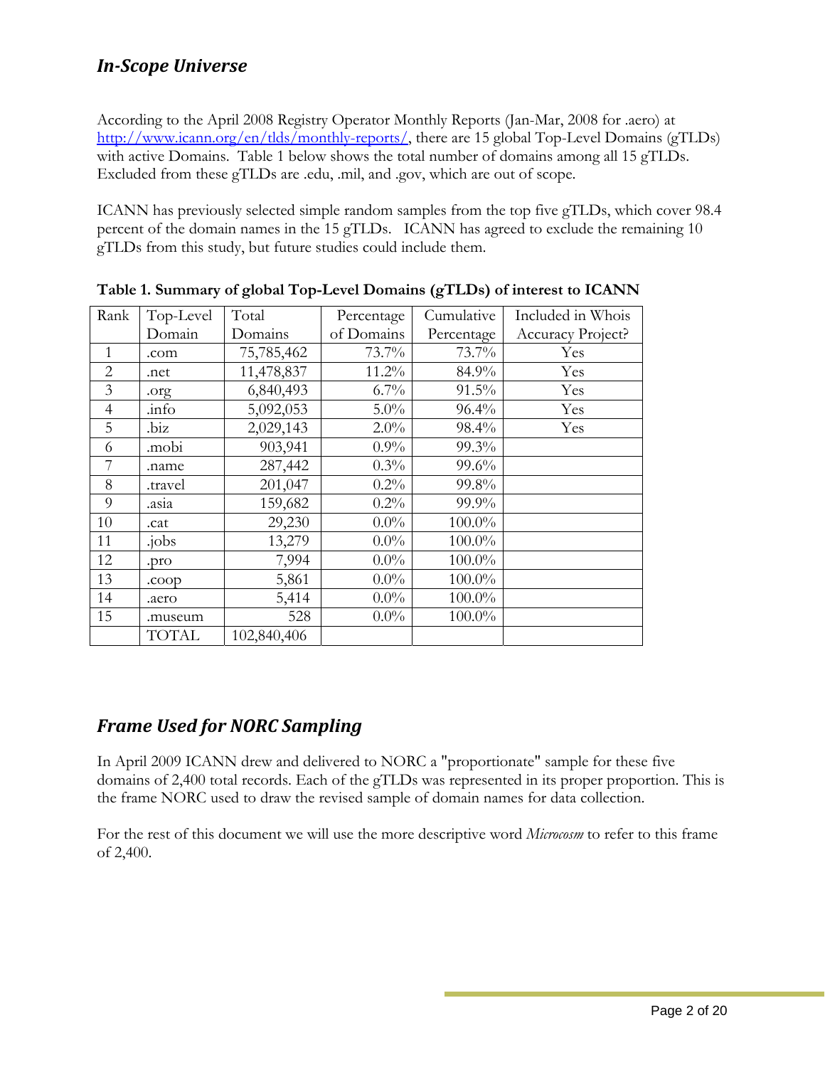## *In-Scope Universe*

According to the April 2008 Registry Operator Monthly Reports (Jan-Mar, 2008 for .aero) at [http://www.icann.org/en/tlds/monthly-reports/](http://www.icann.org/en/tlds/monthly-reports/), there are 15 global Top-Level Domains (gTLDs) with active Domains. Table 1 below shows the total number of domains among all 15 gTLDs. Excluded from these gTLDs are .edu, .mil, and .gov, which are out of scope.

ICANN has previously selected simple random samples from the top five gTLDs, which cover 98.4 percent of the domain names in the 15 gTLDs. ICANN has agreed to exclude the remaining 10 gTLDs from this study, but future studies could include them.

**Table 1. Summary of global Top-Level Domains (gTLDs) of interest to ICANN**

| Rank | Top-Level Domain | Total Domains | Percentage of Domains | Cumulative Percentage | Included in Whois Accuracy Project? |
|---|---|---|---|---|---|
| 1 | .com | 75,785,462 | 73.7% | 73.7% | Yes |
| 2 | .net | 11,478,837 | 11.2% | 84.9% | Yes |
| 3 | .org | 6,840,493 | 6.7% | 91.5% | Yes |
| 4 | .info | 5,092,053 | 5.0% | 96.4% | Yes |
| 5 | .biz | 2,029,143 | 2.0% | 98.4% | Yes |
| 6 | .mobi | 903,941 | 0.9% | 99.3% | |
| 7 | .name | 287,442 | 0.3% | 99.6% | |
| 8 | .travel | 201,047 | 0.2% | 99.8% | |
| 9 | .asia | 159,682 | 0.2% | 99.9% | |
| 10 | .cat | 29,230 | 0.0% | 100.0% | |
| 11 | .jobs | 13,279 | 0.0% | 100.0% | |
| 12 | .pro | 7,994 | 0.0% | 100.0% | |
| 13 | .coop | 5,861 | 0.0% | 100.0% | |
| 14 | .aero | 5,414 | 0.0% | 100.0% | |
| 15 | .museum | 528 | 0.0% | 100.0% | |
| | TOTAL | 102,840,406 | | | |

## *Frame Used for NORC Sampling*

In April 2009 ICANN drew and delivered to NORC a "proportionate" sample for these five domains of 2,400 total records. Each of the gTLDs was represented in its proper proportion. This is the frame NORC used to draw the revised sample of domain names for data collection.

For the rest of this document we will use the more descriptive word *Microcosm* to refer to this frame of 2,400.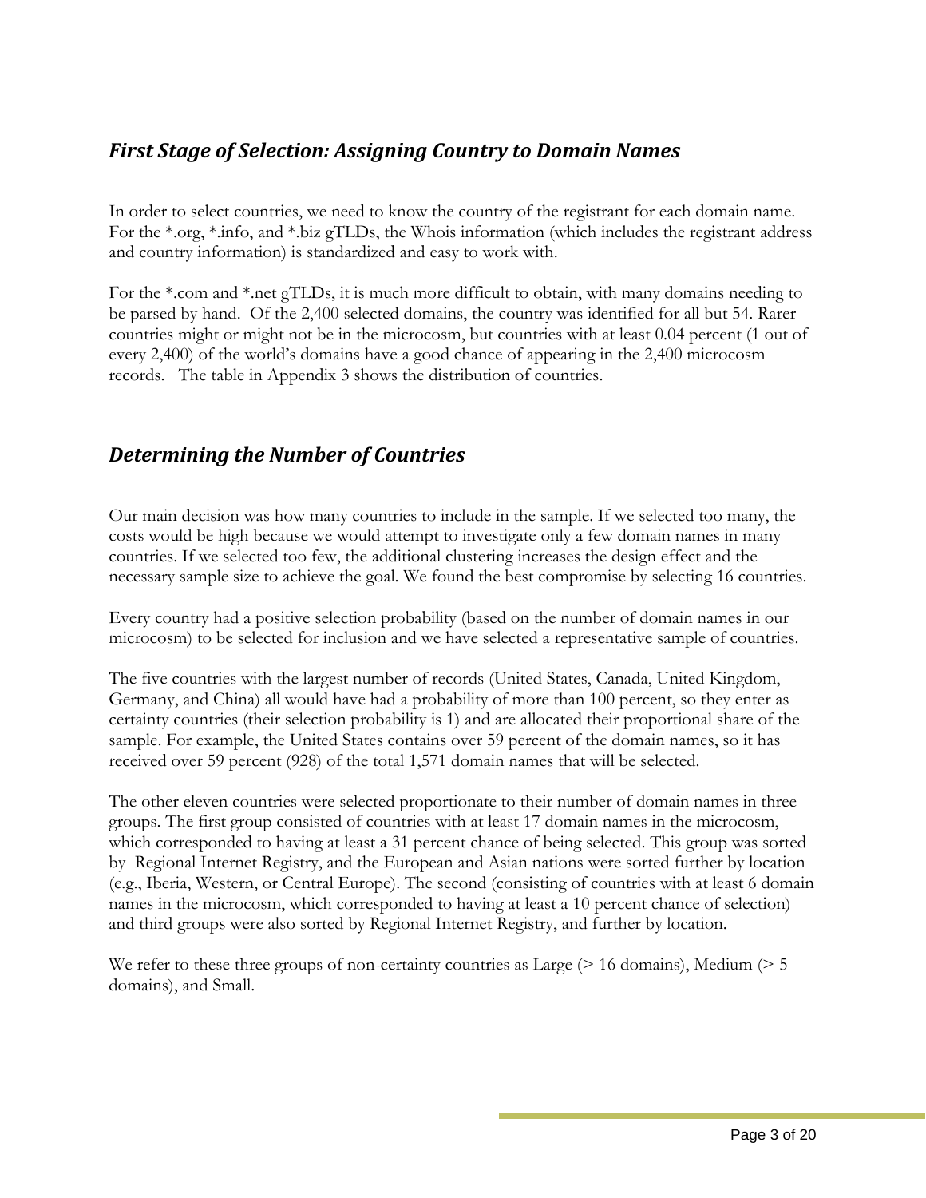## *First Stage of Selection: Assigning Country to Domain Names*

In order to select countries, we need to know the country of the registrant for each domain name. For the *.org, *.info, and *.biz gTLDs, the Whois information (which includes the registrant address and country information) is standardized and easy to work with.

For the *.com and *.net gTLDs, it is much more difficult to obtain, with many domains needing to be parsed by hand. Of the 2,400 selected domains, the country was identified for all but 54. Rarer countries might or might not be in the microcosm, but countries with at least 0.04 percent (1 out of every 2,400) of the world's domains have a good chance of appearing in the 2,400 microcosm records. The table in Appendix 3 shows the distribution of countries.

## *Determining the Number of Countries*

Our main decision was how many countries to include in the sample. If we selected too many, the costs would be high because we would attempt to investigate only a few domain names in many countries. If we selected too few, the additional clustering increases the design effect and the necessary sample size to achieve the goal. We found the best compromise by selecting 16 countries.

Every country had a positive selection probability (based on the number of domain names in our microcosm) to be selected for inclusion and we have selected a representative sample of countries.

The five countries with the largest number of records (United States, Canada, United Kingdom, Germany, and China) all would have had a probability of more than 100 percent, so they enter as certainty countries (their selection probability is 1) and are allocated their proportional share of the sample. For example, the United States contains over 59 percent of the domain names, so it has received over 59 percent (928) of the total 1,571 domain names that will be selected.

The other eleven countries were selected proportionate to their number of domain names in three groups. The first group consisted of countries with at least 17 domain names in the microcosm, which corresponded to having at least a 31 percent chance of being selected. This group was sorted by Regional Internet Registry, and the European and Asian nations were sorted further by location (e.g., Iberia, Western, or Central Europe). The second (consisting of countries with at least 6 domain names in the microcosm, which corresponded to having at least a 10 percent chance of selection) and third groups were also sorted by Regional Internet Registry, and further by location.

We refer to these three groups of non-certainty countries as Large (> 16 domains), Medium (> 5 domains), and Small.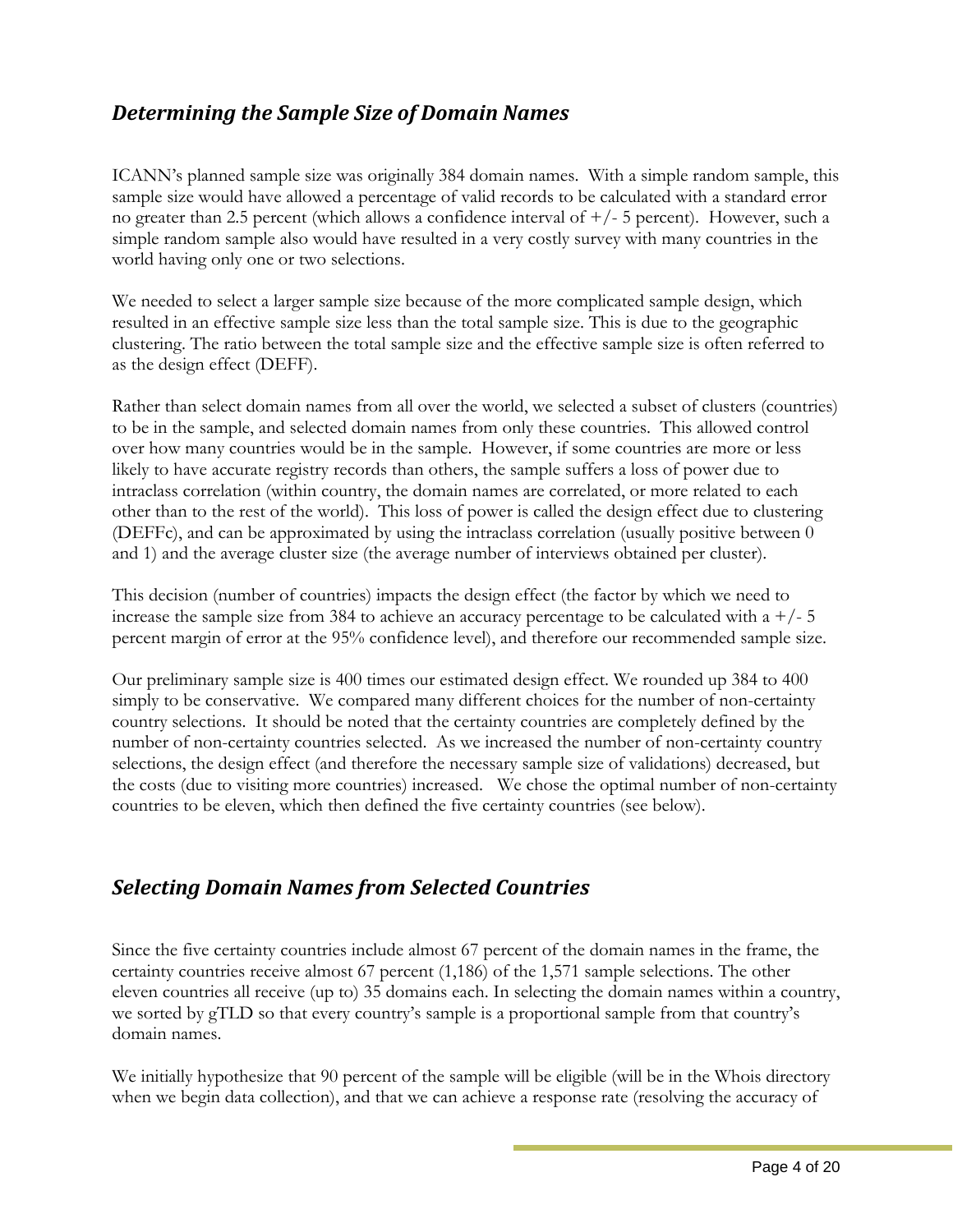## *Determining the Sample Size of Domain Names*

ICANN's planned sample size was originally 384 domain names. With a simple random sample, this sample size would have allowed a percentage of valid records to be calculated with a standard error no greater than 2.5 percent (which allows a confidence interval of +/- 5 percent). However, such a simple random sample also would have resulted in a very costly survey with many countries in the world having only one or two selections.

We needed to select a larger sample size because of the more complicated sample design, which resulted in an effective sample size less than the total sample size. This is due to the geographic clustering. The ratio between the total sample size and the effective sample size is often referred to as the design effect (DEFF).

Rather than select domain names from all over the world, we selected a subset of clusters (countries) to be in the sample, and selected domain names from only these countries. This allowed control over how many countries would be in the sample. However, if some countries are more or less likely to have accurate registry records than others, the sample suffers a loss of power due to intraclass correlation (within country, the domain names are correlated, or more related to each other than to the rest of the world). This loss of power is called the design effect due to clustering (DEFFc), and can be approximated by using the intraclass correlation (usually positive between 0 and 1) and the average cluster size (the average number of interviews obtained per cluster).

This decision (number of countries) impacts the design effect (the factor by which we need to increase the sample size from 384 to achieve an accuracy percentage to be calculated with a +/- 5 percent margin of error at the 95% confidence level), and therefore our recommended sample size.

Our preliminary sample size is 400 times our estimated design effect. We rounded up 384 to 400 simply to be conservative. We compared many different choices for the number of non-certainty country selections. It should be noted that the certainty countries are completely defined by the number of non-certainty countries selected. As we increased the number of non-certainty country selections, the design effect (and therefore the necessary sample size of validations) decreased, but the costs (due to visiting more countries) increased. We chose the optimal number of non-certainty countries to be eleven, which then defined the five certainty countries (see below).

## *Selecting Domain Names from Selected Countries*

Since the five certainty countries include almost 67 percent of the domain names in the frame, the certainty countries receive almost 67 percent (1,186) of the 1,571 sample selections. The other eleven countries all receive (up to) 35 domains each. In selecting the domain names within a country, we sorted by gTLD so that every country's sample is a proportional sample from that country's domain names.

We initially hypothesize that 90 percent of the sample will be eligible (will be in the Whois directory when we begin data collection), and that we can achieve a response rate (resolving the accuracy of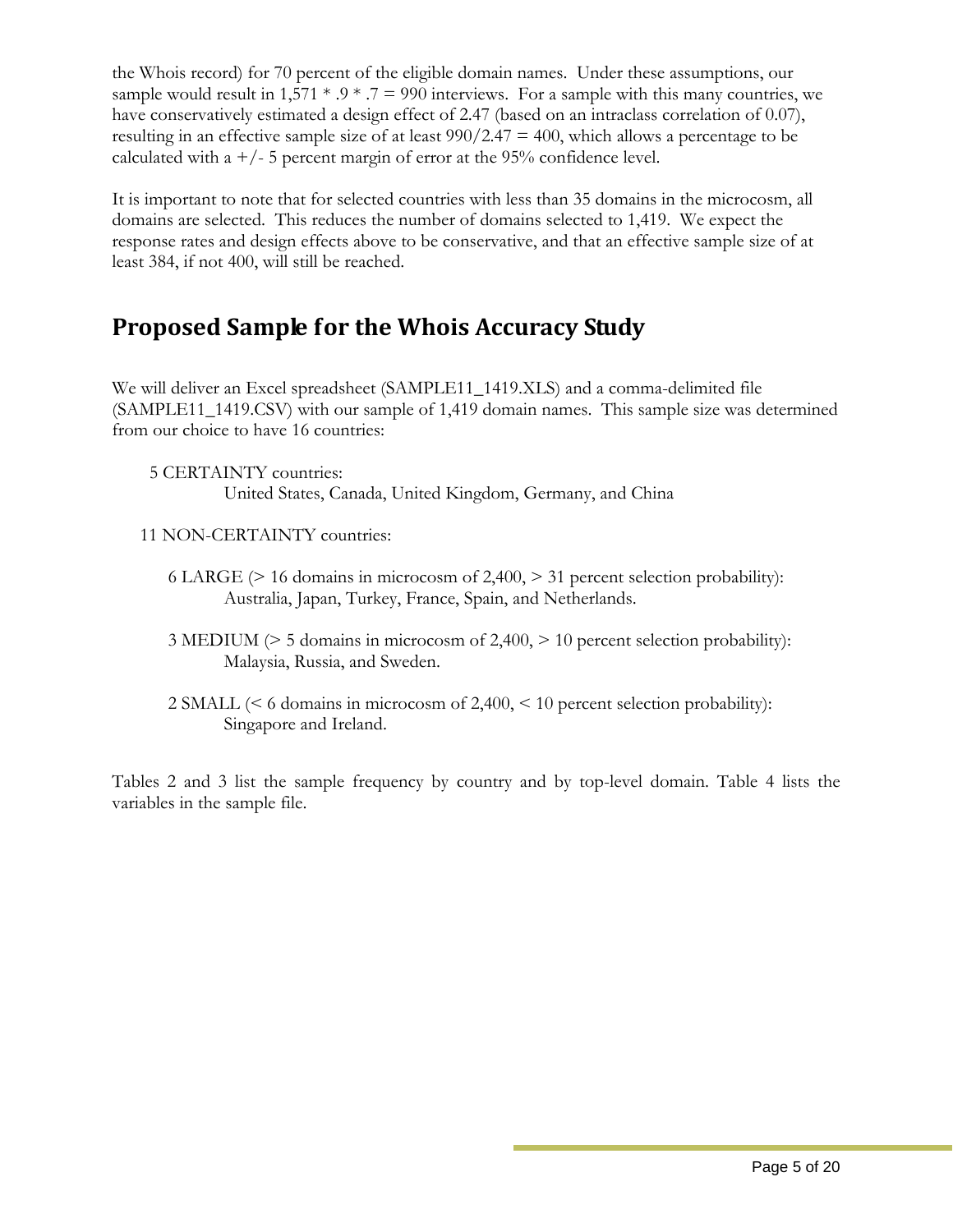the Whois record) for 70 percent of the eligible domain names. Under these assumptions, our sample would result in 1,571 * .9 * .7 = 990 interviews. For a sample with this many countries, we have conservatively estimated a design effect of 2.47 (based on an intraclass correlation of 0.07), resulting in an effective sample size of at least 990/2.47 = 400, which allows a percentage to be calculated with a +/- 5 percent margin of error at the 95% confidence level.

It is important to note that for selected countries with less than 35 domains in the microcosm, all domains are selected. This reduces the number of domains selected to 1,419. We expect the response rates and design effects above to be conservative, and that an effective sample size of at least 384, if not 400, will still be reached.

## Proposed Sample for the Whois Accuracy Study

We will deliver an Excel spreadsheet (SAMPLE11_1419.XLS) and a comma-delimited file (SAMPLE11_1419.CSV) with our sample of 1,419 domain names. This sample size was determined from our choice to have 16 countries:

5 CERTAINTY countries:
United States, Canada, United Kingdom, Germany, and China

11 NON-CERTAINTY countries:

6 LARGE (> 16 domains in microcosm of 2,400, > 31 percent selection probability):
Australia, Japan, Turkey, France, Spain, and Netherlands.

3 MEDIUM (> 5 domains in microcosm of 2,400, > 10 percent selection probability):
Malaysia, Russia, and Sweden.

2 SMALL (< 6 domains in microcosm of 2,400, < 10 percent selection probability):
Singapore and Ireland.

Tables 2 and 3 list the sample frequency by country and by top-level domain. Table 4 lists the variables in the sample file.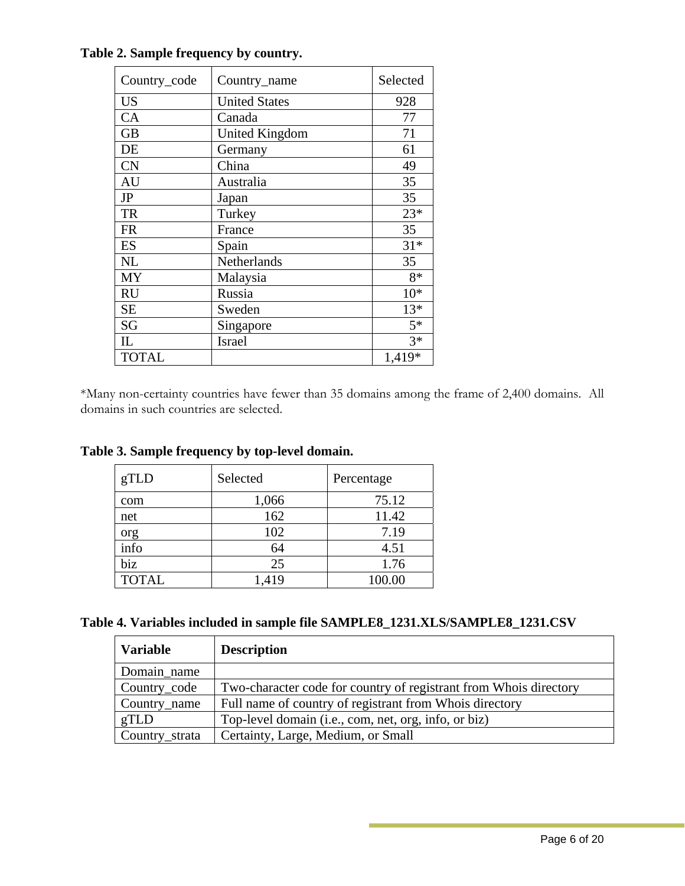**Table 2. Sample frequency by country.**

| Country_code | Country_name | Selected |
|---|---|---|
| US | United States | 928 |
| CA | Canada | 77 |
| GB | United Kingdom | 71 |
| DE | Germany | 61 |
| CN | China | 49 |
| AU | Australia | 35 |
| JP | Japan | 35 |
| TR | Turkey | 23* |
| FR | France | 35 |
| ES | Spain | 31* |
| NL | Netherlands | 35 |
| MY | Malaysia | 8* |
| RU | Russia | 10* |
| SE | Sweden | 13* |
| SG | Singapore | 5* |
| IL | Israel | 3* |
| TOTAL | | 1,419* |

*Many non-certainty countries have fewer than 35 domains among the frame of 2,400 domains. All domains in such countries are selected.

**Table 3. Sample frequency by top-level domain.**

| gTLD | Selected | Percentage |
|---|---|---|
| com | 1,066 | 75.12 |
| net | 162 | 11.42 |
| org | 102 | 7.19 |
| info | 64 | 4.51 |
| biz | 25 | 1.76 |
| TOTAL | 1,419 | 100.00 |

**Table 4. Variables included in sample file SAMPLE8_1231.XLS/SAMPLE8_1231.CSV**

| **Variable** | **Description** |
|---|---|
| Domain_name | |
| Country_code | Two-character code for country of registrant from Whois directory |
| Country_name | Full name of country of registrant from Whois directory |
| gTLD | Top-level domain (i.e., com, net, org, info, or biz) |
| Country_strata | Certainty, Large, Medium, or Small |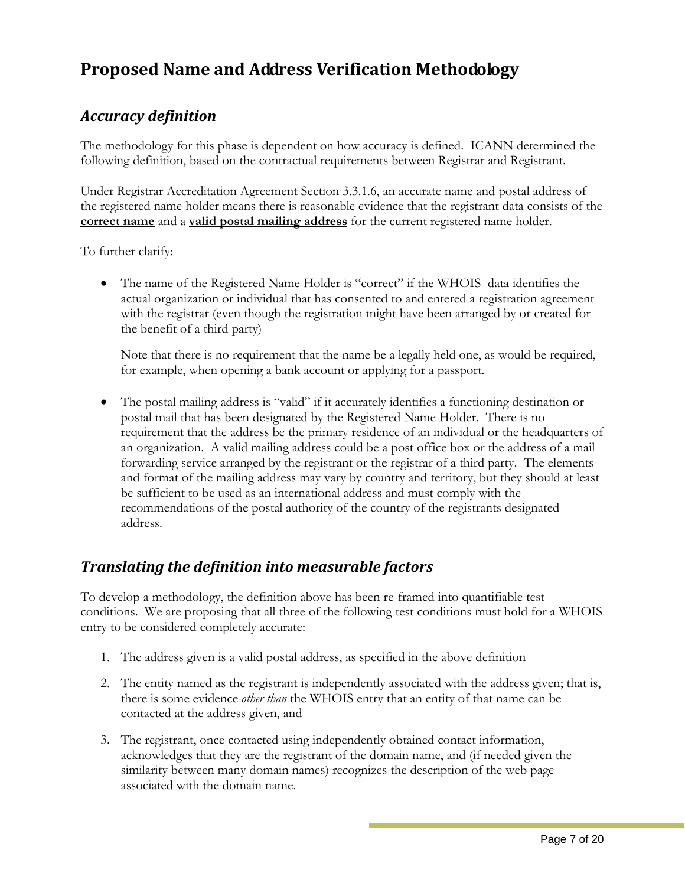# Proposed Name and Address Verification Methodology

## *Accuracy definition*

The methodology for this phase is dependent on how accuracy is defined. ICANN determined the following definition, based on the contractual requirements between Registrar and Registrant.

Under Registrar Accreditation Agreement Section 3.3.1.6, an accurate name and postal address of the registered name holder means there is reasonable evidence that the registrant data consists of the **correct name** and a **valid postal mailing address** for the current registered name holder.

To further clarify:

- The name of the Registered Name Holder is "correct" if the WHOIS data identifies the actual organization or individual that has consented to and entered a registration agreement with the registrar (even though the registration might have been arranged by or created for the benefit of a third party)

  Note that there is no requirement that the name be a legally held one, as would be required, for example, when opening a bank account or applying for a passport.

- The postal mailing address is "valid" if it accurately identifies a functioning destination or postal mail that has been designated by the Registered Name Holder. There is no requirement that the address be the primary residence of an individual or the headquarters of an organization. A valid mailing address could be a post office box or the address of a mail forwarding service arranged by the registrant or the registrar of a third party. The elements and format of the mailing address may vary by country and territory, but they should at least be sufficient to be used as an international address and must comply with the recommendations of the postal authority of the country of the registrants designated address.

## *Translating the definition into measurable factors*

To develop a methodology, the definition above has been re-framed into quantifiable test conditions. We are proposing that all three of the following test conditions must hold for a WHOIS entry to be considered completely accurate:

1. The address given is a valid postal address, as specified in the above definition
2. The entity named as the registrant is independently associated with the address given; that is, there is some evidence *other than* the WHOIS entry that an entity of that name can be contacted at the address given, and
3. The registrant, once contacted using independently obtained contact information, acknowledges that they are the registrant of the domain name, and (if needed given the similarity between many domain names) recognizes the description of the web page associated with the domain name.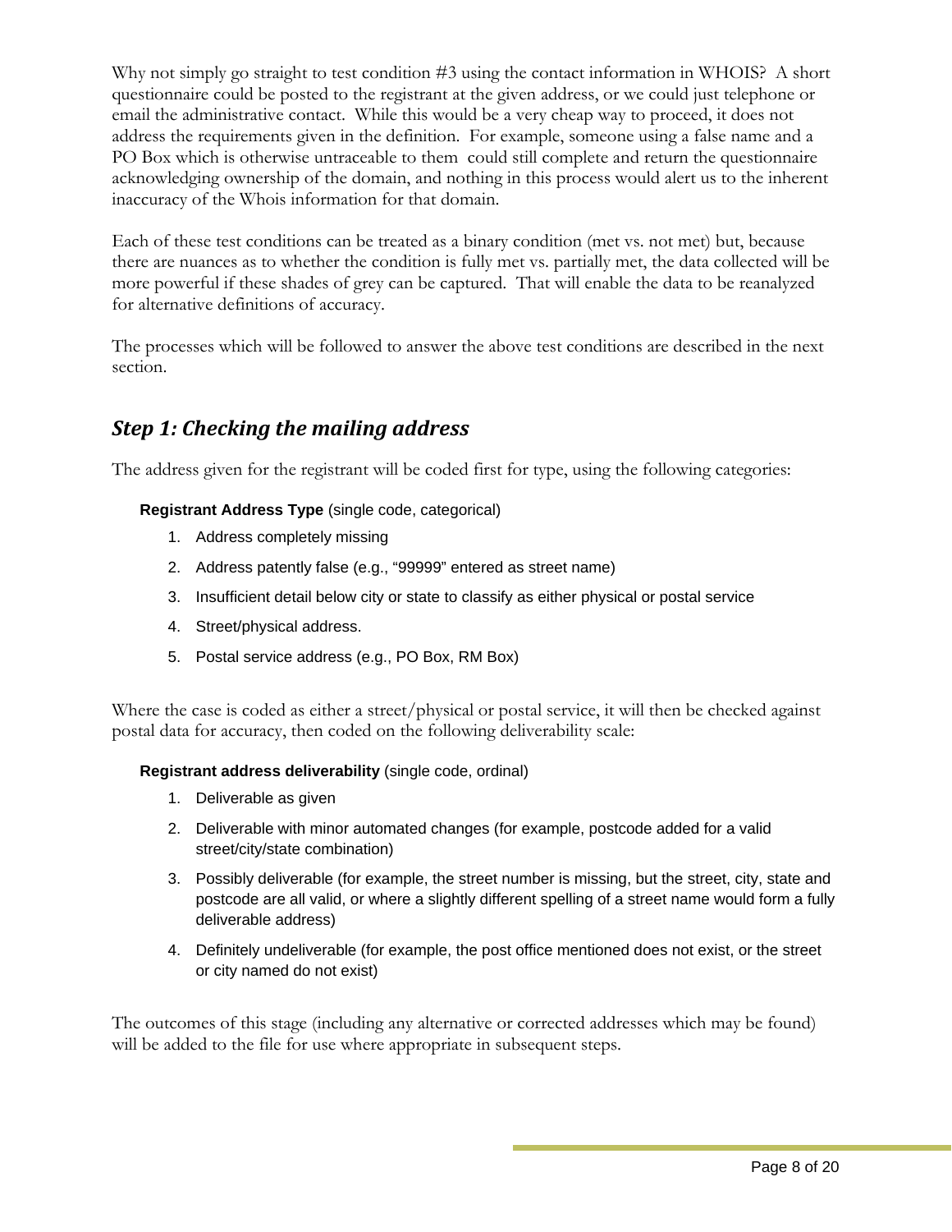Why not simply go straight to test condition #3 using the contact information in WHOIS? A short questionnaire could be posted to the registrant at the given address, or we could just telephone or email the administrative contact. While this would be a very cheap way to proceed, it does not address the requirements given in the definition. For example, someone using a false name and a PO Box which is otherwise untraceable to them could still complete and return the questionnaire acknowledging ownership of the domain, and nothing in this process would alert us to the inherent inaccuracy of the Whois information for that domain.

Each of these test conditions can be treated as a binary condition (met vs. not met) but, because there are nuances as to whether the condition is fully met vs. partially met, the data collected will be more powerful if these shades of grey can be captured. That will enable the data to be reanalyzed for alternative definitions of accuracy.

The processes which will be followed to answer the above test conditions are described in the next section.

## *Step 1: Checking the mailing address*

The address given for the registrant will be coded first for type, using the following categories:

**Registrant Address Type** (single code, categorical)

1. Address completely missing
2. Address patently false (e.g., “99999” entered as street name)
3. Insufficient detail below city or state to classify as either physical or postal service
4. Street/physical address.
5. Postal service address (e.g., PO Box, RM Box)

Where the case is coded as either a street/physical or postal service, it will then be checked against postal data for accuracy, then coded on the following deliverability scale:

**Registrant address deliverability** (single code, ordinal)

1. Deliverable as given
2. Deliverable with minor automated changes (for example, postcode added for a valid street/city/state combination)
3. Possibly deliverable (for example, the street number is missing, but the street, city, state and postcode are all valid, or where a slightly different spelling of a street name would form a fully deliverable address)
4. Definitely undeliverable (for example, the post office mentioned does not exist, or the street or city named do not exist)

The outcomes of this stage (including any alternative or corrected addresses which may be found) will be added to the file for use where appropriate in subsequent steps.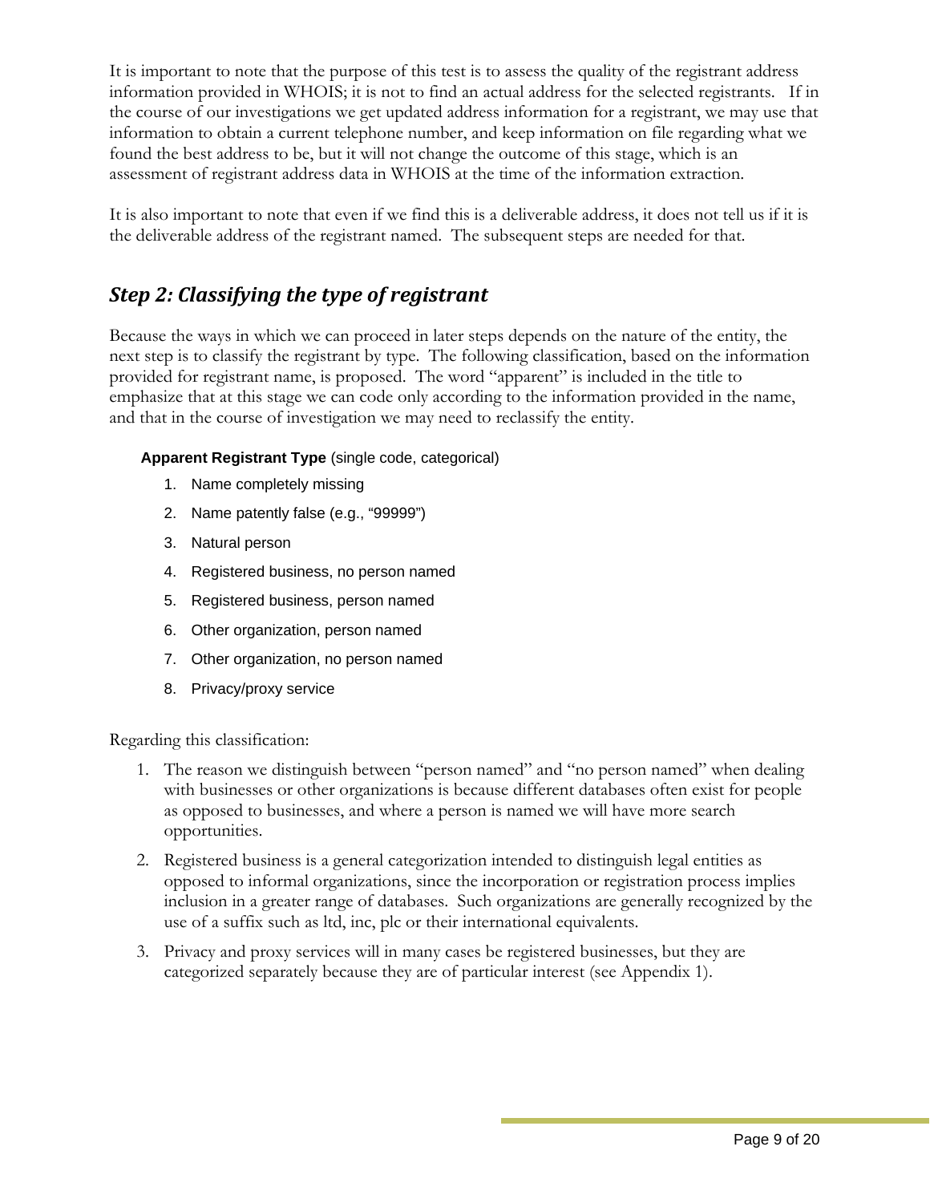It is important to note that the purpose of this test is to assess the quality of the registrant address information provided in WHOIS; it is not to find an actual address for the selected registrants. If in the course of our investigations we get updated address information for a registrant, we may use that information to obtain a current telephone number, and keep information on file regarding what we found the best address to be, but it will not change the outcome of this stage, which is an assessment of registrant address data in WHOIS at the time of the information extraction.

It is also important to note that even if we find this is a deliverable address, it does not tell us if it is the deliverable address of the registrant named. The subsequent steps are needed for that.

## *Step 2: Classifying the type of registrant*

Because the ways in which we can proceed in later steps depends on the nature of the entity, the next step is to classify the registrant by type. The following classification, based on the information provided for registrant name, is proposed. The word "apparent" is included in the title to emphasize that at this stage we can code only according to the information provided in the name, and that in the course of investigation we may need to reclassify the entity.

**Apparent Registrant Type** (single code, categorical)

1. Name completely missing
2. Name patently false (e.g., "99999")
3. Natural person
4. Registered business, no person named
5. Registered business, person named
6. Other organization, person named
7. Other organization, no person named
8. Privacy/proxy service

Regarding this classification:

1. The reason we distinguish between "person named" and "no person named" when dealing with businesses or other organizations is because different databases often exist for people as opposed to businesses, and where a person is named we will have more search opportunities.
2. Registered business is a general categorization intended to distinguish legal entities as opposed to informal organizations, since the incorporation or registration process implies inclusion in a greater range of databases. Such organizations are generally recognized by the use of a suffix such as ltd, inc, plc or their international equivalents.
3. Privacy and proxy services will in many cases be registered businesses, but they are categorized separately because they are of particular interest (see Appendix 1).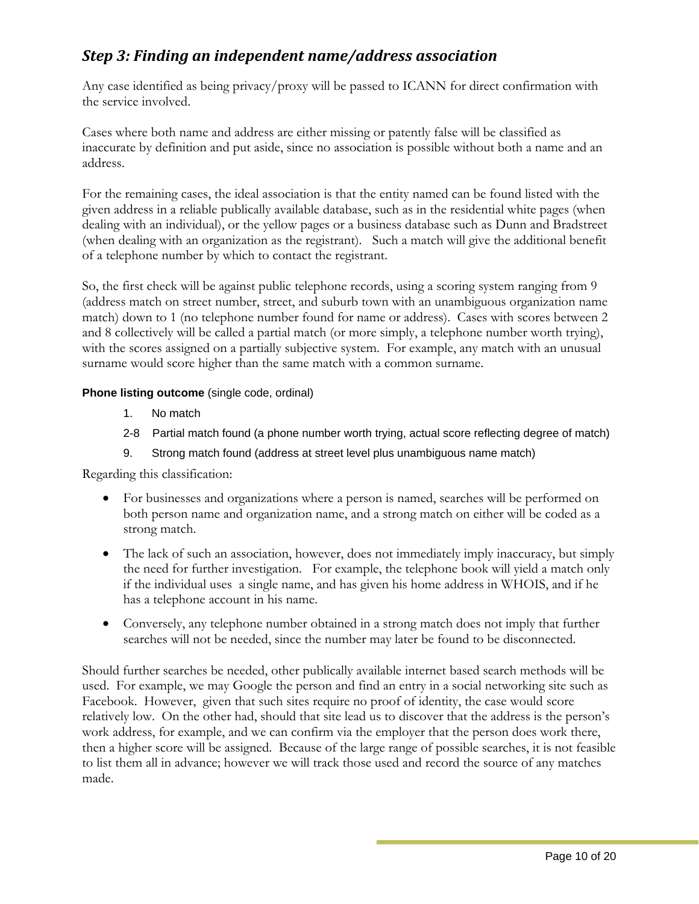## *Step 3: Finding an independent name/address association*

Any case identified as being privacy/proxy will be passed to ICANN for direct confirmation with the service involved.

Cases where both name and address are either missing or patently false will be classified as inaccurate by definition and put aside, since no association is possible without both a name and an address.

For the remaining cases, the ideal association is that the entity named can be found listed with the given address in a reliable publically available database, such as in the residential white pages (when dealing with an individual), or the yellow pages or a business database such as Dunn and Bradstreet (when dealing with an organization as the registrant). Such a match will give the additional benefit of a telephone number by which to contact the registrant.

So, the first check will be against public telephone records, using a scoring system ranging from 9 (address match on street number, street, and suburb town with an unambiguous organization name match) down to 1 (no telephone number found for name or address). Cases with scores between 2 and 8 collectively will be called a partial match (or more simply, a telephone number worth trying), with the scores assigned on a partially subjective system. For example, any match with an unusual surname would score higher than the same match with a common surname.

**Phone listing outcome** (single code, ordinal)

- 1. No match
- 2-8 Partial match found (a phone number worth trying, actual score reflecting degree of match)
- 9. Strong match found (address at street level plus unambiguous name match)

Regarding this classification:

- For businesses and organizations where a person is named, searches will be performed on both person name and organization name, and a strong match on either will be coded as a strong match.
- The lack of such an association, however, does not immediately imply inaccuracy, but simply the need for further investigation. For example, the telephone book will yield a match only if the individual uses a single name, and has given his home address in WHOIS, and if he has a telephone account in his name.
- Conversely, any telephone number obtained in a strong match does not imply that further searches will not be needed, since the number may later be found to be disconnected.

Should further searches be needed, other publically available internet based search methods will be used. For example, we may Google the person and find an entry in a social networking site such as Facebook. However, given that such sites require no proof of identity, the case would score relatively low. On the other had, should that site lead us to discover that the address is the person's work address, for example, and we can confirm via the employer that the person does work there, then a higher score will be assigned. Because of the large range of possible searches, it is not feasible to list them all in advance; however we will track those used and record the source of any matches made.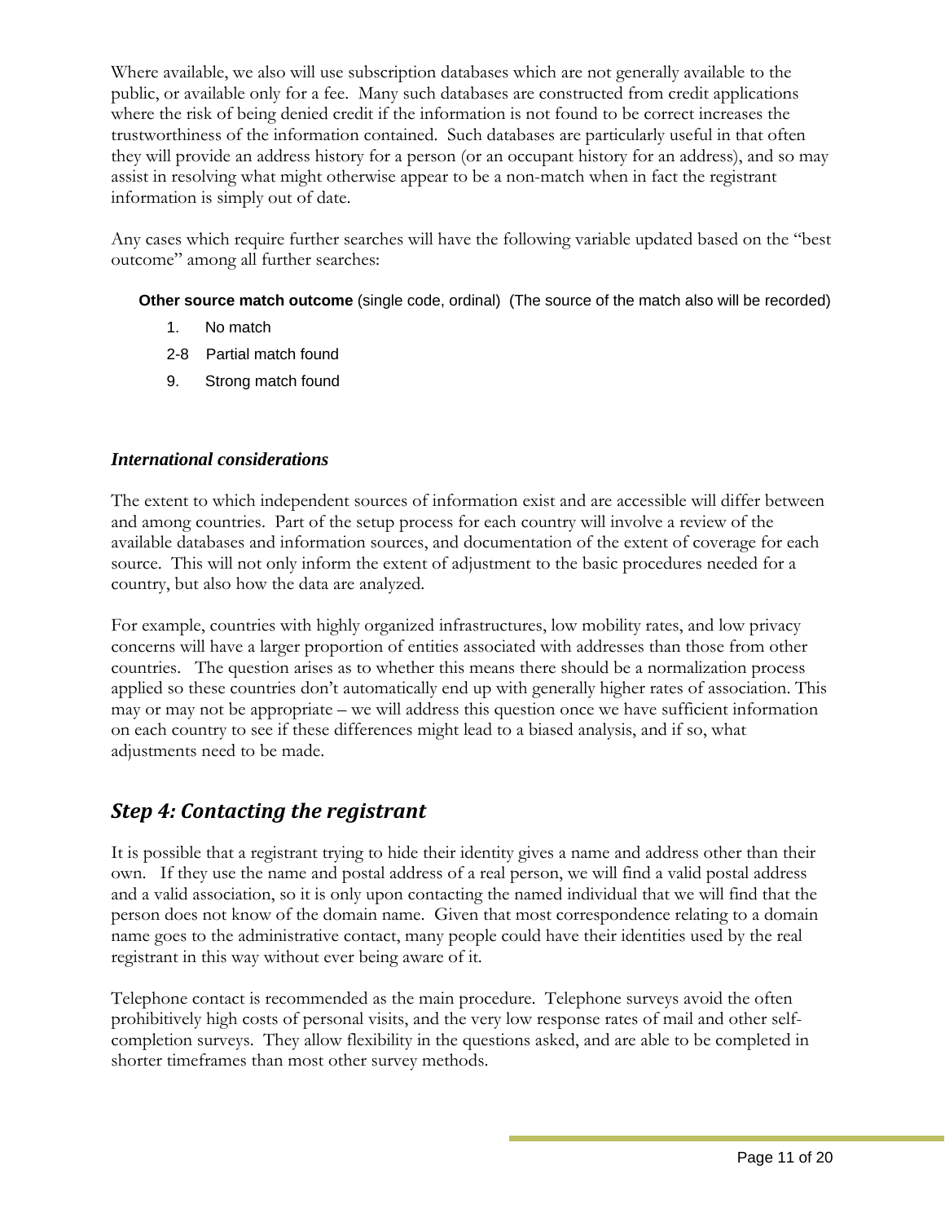Where available, we also will use subscription databases which are not generally available to the public, or available only for a fee. Many such databases are constructed from credit applications where the risk of being denied credit if the information is not found to be correct increases the trustworthiness of the information contained. Such databases are particularly useful in that often they will provide an address history for a person (or an occupant history for an address), and so may assist in resolving what might otherwise appear to be a non-match when in fact the registrant information is simply out of date.

Any cases which require further searches will have the following variable updated based on the "best outcome" among all further searches:

**Other source match outcome** (single code, ordinal) (The source of the match also will be recorded)

- 1. No match
- 2-8 Partial match found
- 9. Strong match found

### *International considerations*

The extent to which independent sources of information exist and are accessible will differ between and among countries. Part of the setup process for each country will involve a review of the available databases and information sources, and documentation of the extent of coverage for each source. This will not only inform the extent of adjustment to the basic procedures needed for a country, but also how the data are analyzed.

For example, countries with highly organized infrastructures, low mobility rates, and low privacy concerns will have a larger proportion of entities associated with addresses than those from other countries. The question arises as to whether this means there should be a normalization process applied so these countries don't automatically end up with generally higher rates of association. This may or may not be appropriate – we will address this question once we have sufficient information on each country to see if these differences might lead to a biased analysis, and if so, what adjustments need to be made.

## *Step 4: Contacting the registrant*

It is possible that a registrant trying to hide their identity gives a name and address other than their own. If they use the name and postal address of a real person, we will find a valid postal address and a valid association, so it is only upon contacting the named individual that we will find that the person does not know of the domain name. Given that most correspondence relating to a domain name goes to the administrative contact, many people could have their identities used by the real registrant in this way without ever being aware of it.

Telephone contact is recommended as the main procedure. Telephone surveys avoid the often prohibitively high costs of personal visits, and the very low response rates of mail and other self-completion surveys. They allow flexibility in the questions asked, and are able to be completed in shorter timeframes than most other survey methods.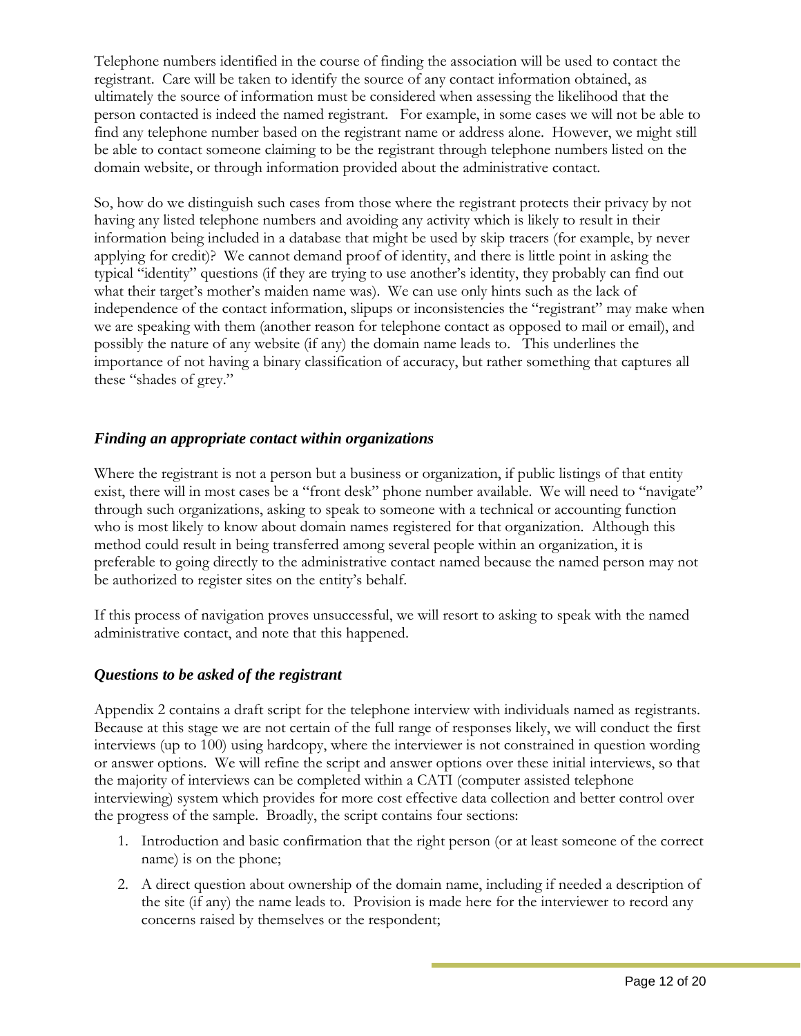Telephone numbers identified in the course of finding the association will be used to contact the registrant. Care will be taken to identify the source of any contact information obtained, as ultimately the source of information must be considered when assessing the likelihood that the person contacted is indeed the named registrant. For example, in some cases we will not be able to find any telephone number based on the registrant name or address alone. However, we might still be able to contact someone claiming to be the registrant through telephone numbers listed on the domain website, or through information provided about the administrative contact.

So, how do we distinguish such cases from those where the registrant protects their privacy by not having any listed telephone numbers and avoiding any activity which is likely to result in their information being included in a database that might be used by skip tracers (for example, by never applying for credit)? We cannot demand proof of identity, and there is little point in asking the typical "identity" questions (if they are trying to use another's identity, they probably can find out what their target's mother's maiden name was). We can use only hints such as the lack of independence of the contact information, slipups or inconsistencies the "registrant" may make when we are speaking with them (another reason for telephone contact as opposed to mail or email), and possibly the nature of any website (if any) the domain name leads to. This underlines the importance of not having a binary classification of accuracy, but rather something that captures all these "shades of grey."

### *Finding an appropriate contact within organizations*

Where the registrant is not a person but a business or organization, if public listings of that entity exist, there will in most cases be a "front desk" phone number available. We will need to "navigate" through such organizations, asking to speak to someone with a technical or accounting function who is most likely to know about domain names registered for that organization. Although this method could result in being transferred among several people within an organization, it is preferable to going directly to the administrative contact named because the named person may not be authorized to register sites on the entity's behalf.

If this process of navigation proves unsuccessful, we will resort to asking to speak with the named administrative contact, and note that this happened.

### *Questions to be asked of the registrant*

Appendix 2 contains a draft script for the telephone interview with individuals named as registrants. Because at this stage we are not certain of the full range of responses likely, we will conduct the first interviews (up to 100) using hardcopy, where the interviewer is not constrained in question wording or answer options. We will refine the script and answer options over these initial interviews, so that the majority of interviews can be completed within a CATI (computer assisted telephone interviewing) system which provides for more cost effective data collection and better control over the progress of the sample. Broadly, the script contains four sections:

1. Introduction and basic confirmation that the right person (or at least someone of the correct name) is on the phone;
2. A direct question about ownership of the domain name, including if needed a description of the site (if any) the name leads to. Provision is made here for the interviewer to record any concerns raised by themselves or the respondent;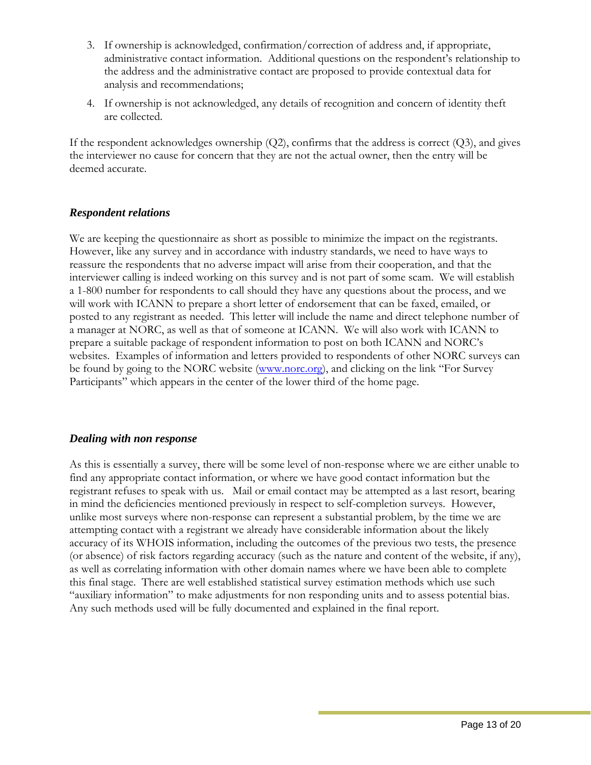3. If ownership is acknowledged, confirmation/correction of address and, if appropriate, administrative contact information. Additional questions on the respondent's relationship to the address and the administrative contact are proposed to provide contextual data for analysis and recommendations;
4. If ownership is not acknowledged, any details of recognition and concern of identity theft are collected.

If the respondent acknowledges ownership (Q2), confirms that the address is correct (Q3), and gives the interviewer no cause for concern that they are not the actual owner, then the entry will be deemed accurate.

### *Respondent relations*

We are keeping the questionnaire as short as possible to minimize the impact on the registrants. However, like any survey and in accordance with industry standards, we need to have ways to reassure the respondents that no adverse impact will arise from their cooperation, and that the interviewer calling is indeed working on this survey and is not part of some scam. We will establish a 1-800 number for respondents to call should they have any questions about the process, and we will work with ICANN to prepare a short letter of endorsement that can be faxed, emailed, or posted to any registrant as needed. This letter will include the name and direct telephone number of a manager at NORC, as well as that of someone at ICANN. We will also work with ICANN to prepare a suitable package of respondent information to post on both ICANN and NORC's websites. Examples of information and letters provided to respondents of other NORC surveys can be found by going to the NORC website (www.norc.org), and clicking on the link "For Survey Participants" which appears in the center of the lower third of the home page.

### *Dealing with non response*

As this is essentially a survey, there will be some level of non-response where we are either unable to find any appropriate contact information, or where we have good contact information but the registrant refuses to speak with us. Mail or email contact may be attempted as a last resort, bearing in mind the deficiencies mentioned previously in respect to self-completion surveys. However, unlike most surveys where non-response can represent a substantial problem, by the time we are attempting contact with a registrant we already have considerable information about the likely accuracy of its WHOIS information, including the outcomes of the previous two tests, the presence (or absence) of risk factors regarding accuracy (such as the nature and content of the website, if any), as well as correlating information with other domain names where we have been able to complete this final stage. There are well established statistical survey estimation methods which use such "auxiliary information" to make adjustments for non responding units and to assess potential bias. Any such methods used will be fully documented and explained in the final report.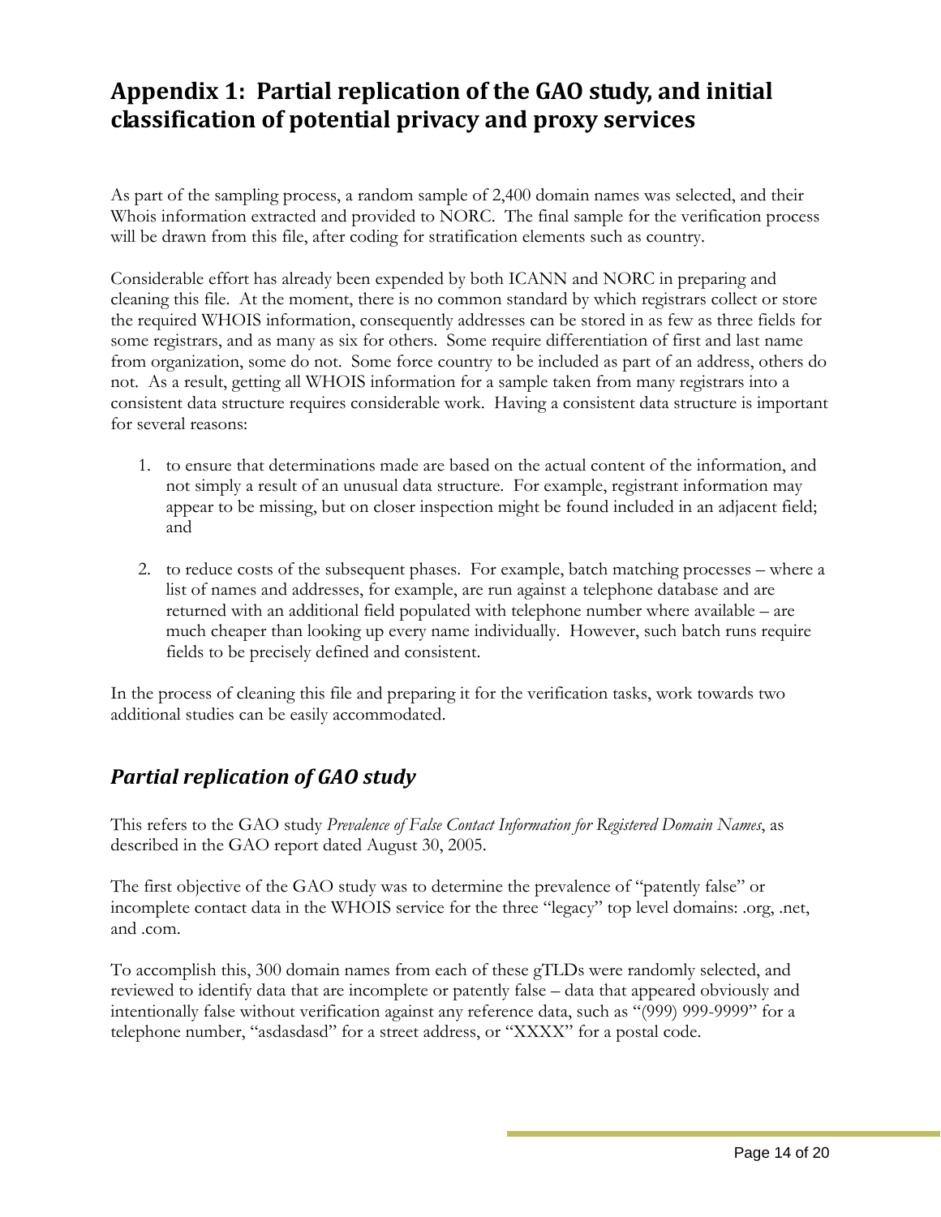# Appendix 1: Partial replication of the GAO study, and initial classification of potential privacy and proxy services

As part of the sampling process, a random sample of 2,400 domain names was selected, and their Whois information extracted and provided to NORC. The final sample for the verification process will be drawn from this file, after coding for stratification elements such as country.

Considerable effort has already been expended by both ICANN and NORC in preparing and cleaning this file. At the moment, there is no common standard by which registrars collect or store the required WHOIS information, consequently addresses can be stored in as few as three fields for some registrars, and as many as six for others. Some require differentiation of first and last name from organization, some do not. Some force country to be included as part of an address, others do not. As a result, getting all WHOIS information for a sample taken from many registrars into a consistent data structure requires considerable work. Having a consistent data structure is important for several reasons:

1. to ensure that determinations made are based on the actual content of the information, and not simply a result of an unusual data structure. For example, registrant information may appear to be missing, but on closer inspection might be found included in an adjacent field; and

2. to reduce costs of the subsequent phases. For example, batch matching processes – where a list of names and addresses, for example, are run against a telephone database and are returned with an additional field populated with telephone number where available – are much cheaper than looking up every name individually. However, such batch runs require fields to be precisely defined and consistent.

In the process of cleaning this file and preparing it for the verification tasks, work towards two additional studies can be easily accommodated.

## *Partial replication of GAO study*

This refers to the GAO study *Prevalence of False Contact Information for Registered Domain Names*, as described in the GAO report dated August 30, 2005.

The first objective of the GAO study was to determine the prevalence of "patently false" or incomplete contact data in the WHOIS service for the three "legacy" top level domains: .org, .net, and .com.

To accomplish this, 300 domain names from each of these gTLDs were randomly selected, and reviewed to identify data that are incomplete or patently false – data that appeared obviously and intentionally false without verification against any reference data, such as "(999) 999-9999" for a telephone number, "asdasdasd" for a street address, or "XXXX" for a postal code.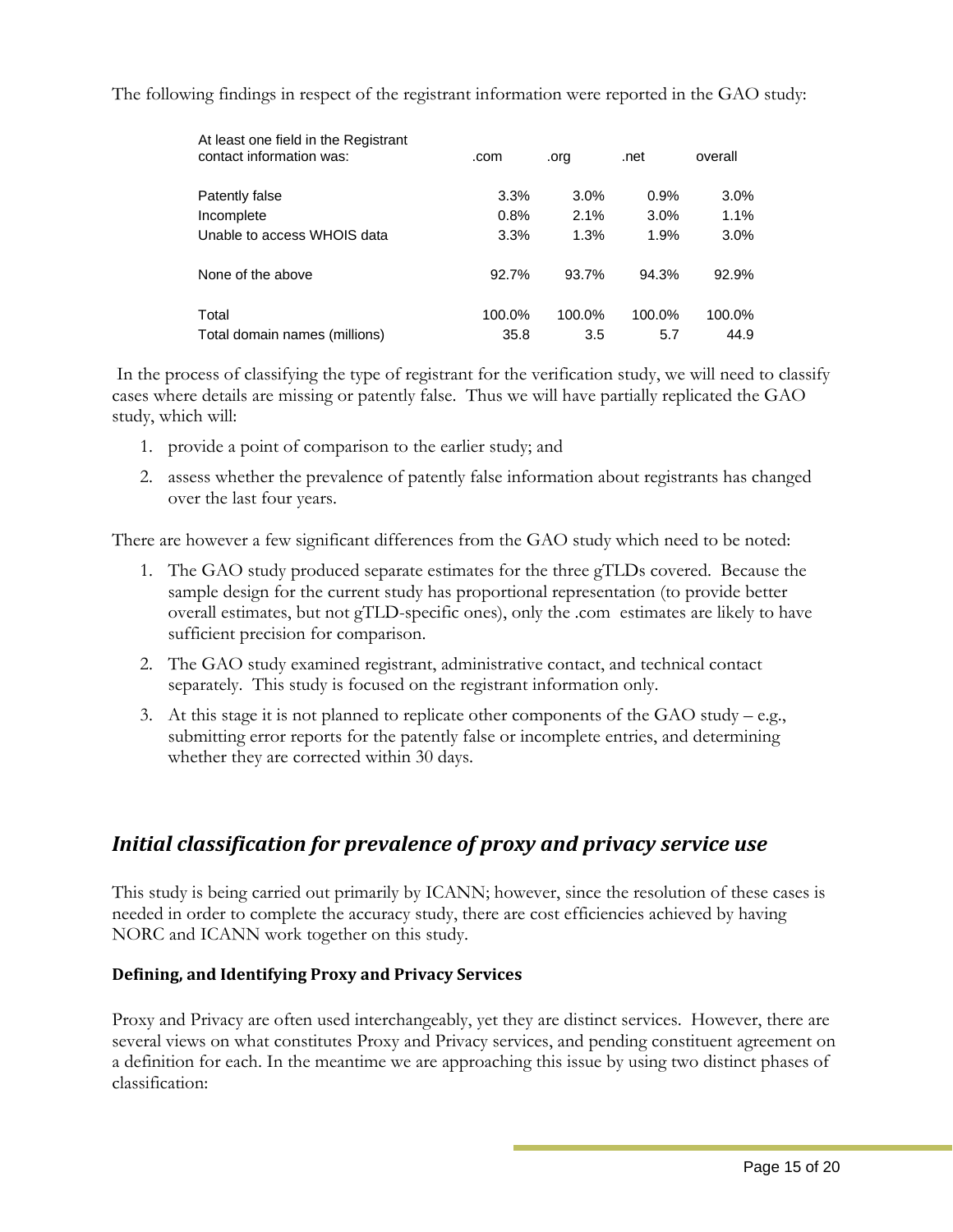The following findings in respect of the registrant information were reported in the GAO study:

| At least one field in the Registrant contact information was: | .com | .org | .net | overall |
|---|---|---|---|---|
| Patently false | 3.3% | 3.0% | 0.9% | 3.0% |
| Incomplete | 0.8% | 2.1% | 3.0% | 1.1% |
| Unable to access WHOIS data | 3.3% | 1.3% | 1.9% | 3.0% |
| None of the above | 92.7% | 93.7% | 94.3% | 92.9% |
| Total | 100.0% | 100.0% | 100.0% | 100.0% |
| Total domain names (millions) | 35.8 | 3.5 | 5.7 | 44.9 |

In the process of classifying the type of registrant for the verification study, we will need to classify cases where details are missing or patently false. Thus we will have partially replicated the GAO study, which will:

1. provide a point of comparison to the earlier study; and
2. assess whether the prevalence of patently false information about registrants has changed over the last four years.

There are however a few significant differences from the GAO study which need to be noted:

1. The GAO study produced separate estimates for the three gTLDs covered. Because the sample design for the current study has proportional representation (to provide better overall estimates, but not gTLD-specific ones), only the .com estimates are likely to have sufficient precision for comparison.
2. The GAO study examined registrant, administrative contact, and technical contact separately. This study is focused on the registrant information only.
3. At this stage it is not planned to replicate other components of the GAO study – e.g., submitting error reports for the patently false or incomplete entries, and determining whether they are corrected within 30 days.

## *Initial classification for prevalence of proxy and privacy service use*

This study is being carried out primarily by ICANN; however, since the resolution of these cases is needed in order to complete the accuracy study, there are cost efficiencies achieved by having NORC and ICANN work together on this study.

### Defining, and Identifying Proxy and Privacy Services

Proxy and Privacy are often used interchangeably, yet they are distinct services. However, there are several views on what constitutes Proxy and Privacy services, and pending constituent agreement on a definition for each. In the meantime we are approaching this issue by using two distinct phases of classification: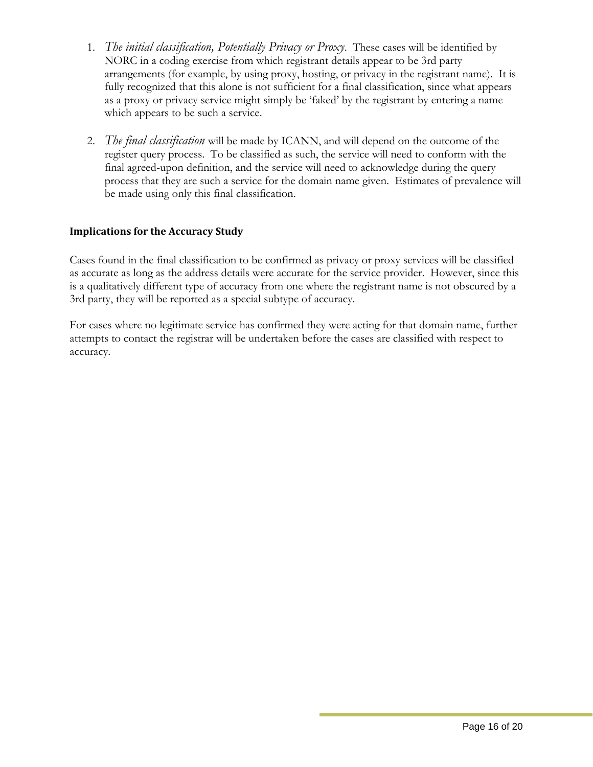1. *The initial classification, Potentially Privacy or Proxy.* These cases will be identified by NORC in a coding exercise from which registrant details appear to be 3rd party arrangements (for example, by using proxy, hosting, or privacy in the registrant name). It is fully recognized that this alone is not sufficient for a final classification, since what appears as a proxy or privacy service might simply be 'faked' by the registrant by entering a name which appears to be such a service.

2. *The final classification* will be made by ICANN, and will depend on the outcome of the register query process. To be classified as such, the service will need to conform with the final agreed-upon definition, and the service will need to acknowledge during the query process that they are such a service for the domain name given. Estimates of prevalence will be made using only this final classification.

### Implications for the Accuracy Study

Cases found in the final classification to be confirmed as privacy or proxy services will be classified as accurate as long as the address details were accurate for the service provider. However, since this is a qualitatively different type of accuracy from one where the registrant name is not obscured by a 3rd party, they will be reported as a special subtype of accuracy.

For cases where no legitimate service has confirmed they were acting for that domain name, further attempts to contact the registrar will be undertaken before the cases are classified with respect to accuracy.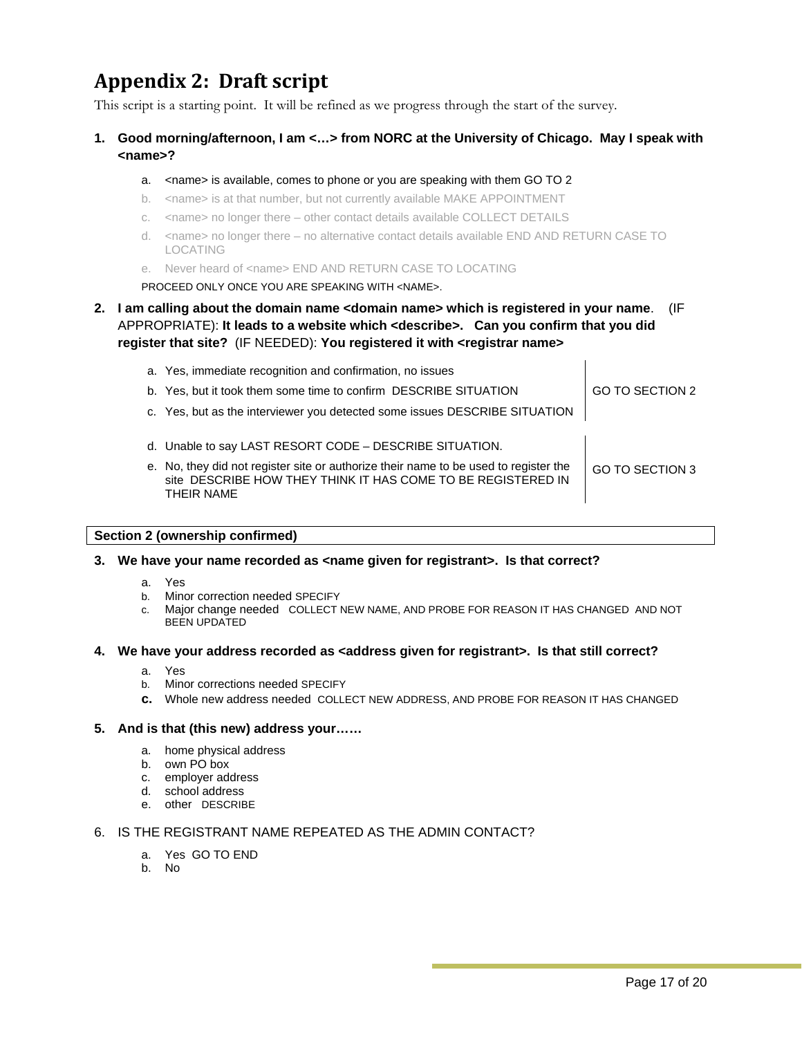# Appendix 2: Draft script

This script is a starting point. It will be refined as we progress through the start of the survey.

1. **Good morning/afternoon, I am <…> from NORC at the University of Chicago. May I speak with <name>?**

   a. <name> is available, comes to phone or you are speaking with them GO TO 2

   b. <name> is at that number, but not currently available MAKE APPOINTMENT

   c. <name> no longer there – other contact details available COLLECT DETAILS

   d. <name> no longer there – no alternative contact details available END AND RETURN CASE TO LOCATING

   e. Never heard of <name> END AND RETURN CASE TO LOCATING

   PROCEED ONLY ONCE YOU ARE SPEAKING WITH <NAME>.

2. **I am calling about the domain name <domain name> which is registered in your name**. (IF APPROPRIATE): **It leads to a website which <describe>. Can you confirm that you did register that site?** (IF NEEDED): **You registered it with <registrar name>**

| Response | Routing |
|---|---|
| a. Yes, immediate recognition and confirmation, no issues | GO TO SECTION 2 |
| b. Yes, but it took them some time to confirm DESCRIBE SITUATION | |
| c. Yes, but as the interviewer you detected some issues DESCRIBE SITUATION | |
| d. Unable to say LAST RESORT CODE – DESCRIBE SITUATION. | GO TO SECTION 3 |
| e. No, they did not register site or authorize their name to be used to register the site DESCRIBE HOW THEY THINK IT HAS COME TO BE REGISTERED IN THEIR NAME | |

**Section 2 (ownership confirmed)**

3. **We have your name recorded as <name given for registrant>. Is that correct?**

   a. Yes
   b. Minor correction needed SPECIFY
   c. Major change needed COLLECT NEW NAME, AND PROBE FOR REASON IT HAS CHANGED AND NOT BEEN UPDATED

4. **We have your address recorded as <address given for registrant>. Is that still correct?**

   a. Yes
   b. Minor corrections needed SPECIFY
   c. Whole new address needed COLLECT NEW ADDRESS, AND PROBE FOR REASON IT HAS CHANGED

5. **And is that (this new) address your……**

   a. home physical address
   b. own PO box
   c. employer address
   d. school address
   e. other DESCRIBE

6. IS THE REGISTRANT NAME REPEATED AS THE ADMIN CONTACT?

   a. Yes GO TO END
   b. No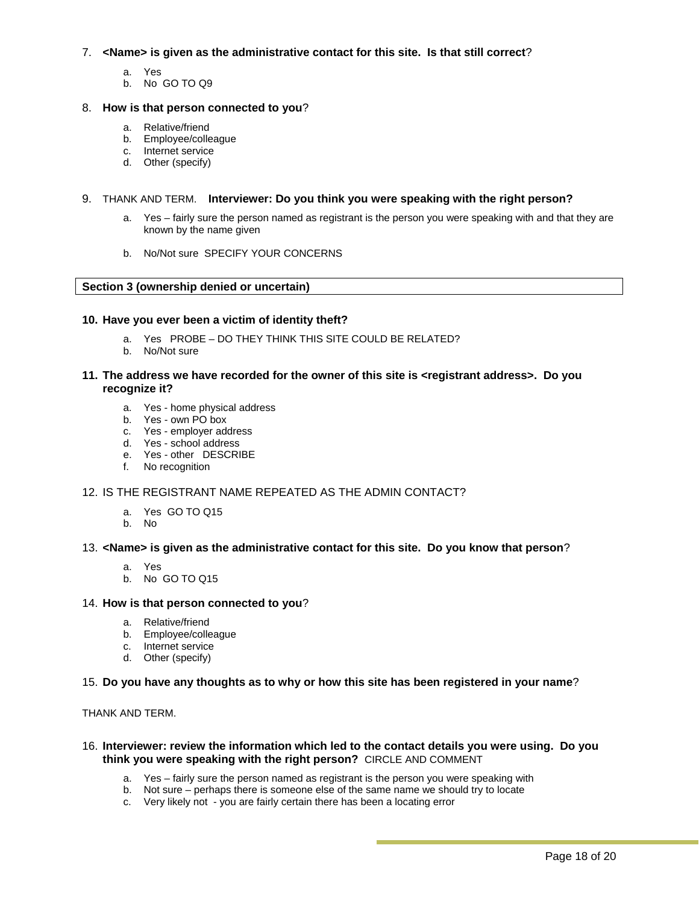7. **<Name> is given as the administrative contact for this site. Is that still correct**?

   a. Yes
   b. No GO TO Q9

8. **How is that person connected to you**?

   a. Relative/friend
   b. Employee/colleague
   c. Internet service
   d. Other (specify)

9. THANK AND TERM. **Interviewer: Do you think you were speaking with the right person?**

   a. Yes – fairly sure the person named as registrant is the person you were speaking with and that they are known by the name given

   b. No/Not sure SPECIFY YOUR CONCERNS

**Section 3 (ownership denied or uncertain)**

10. **Have you ever been a victim of identity theft?**

    a. Yes PROBE – DO THEY THINK THIS SITE COULD BE RELATED?
    b. No/Not sure

11. **The address we have recorded for the owner of this site is <registrant address>. Do you recognize it?**

    a. Yes - home physical address
    b. Yes - own PO box
    c. Yes - employer address
    d. Yes - school address
    e. Yes - other DESCRIBE
    f. No recognition

12. IS THE REGISTRANT NAME REPEATED AS THE ADMIN CONTACT?

    a. Yes GO TO Q15
    b. No

13. **<Name> is given as the administrative contact for this site. Do you know that person**?

    a. Yes
    b. No GO TO Q15

14. **How is that person connected to you**?

    a. Relative/friend
    b. Employee/colleague
    c. Internet service
    d. Other (specify)

15. **Do you have any thoughts as to why or how this site has been registered in your name**?

THANK AND TERM.

16. **Interviewer: review the information which led to the contact details you were using. Do you think you were speaking with the right person?** CIRCLE AND COMMENT

    a. Yes – fairly sure the person named as registrant is the person you were speaking with
    b. Not sure – perhaps there is someone else of the same name we should try to locate
    c. Very likely not - you are fairly certain there has been a locating error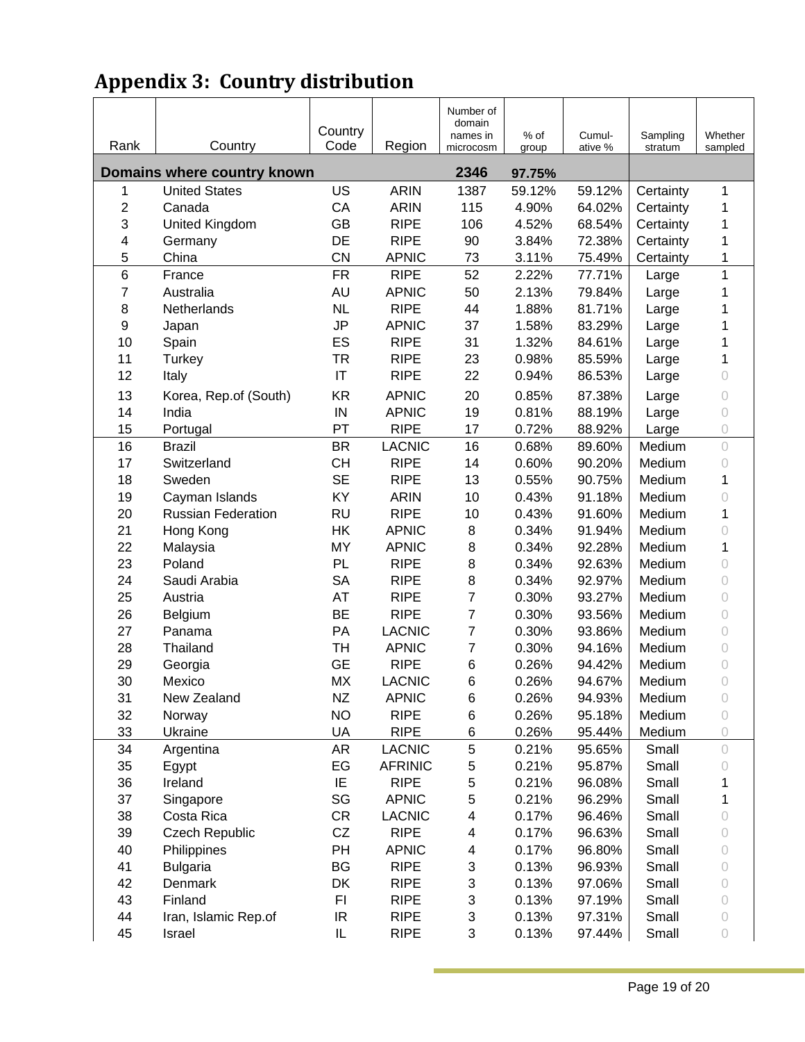# Appendix 3: Country distribution

| Rank | Country | Country Code | Region | Number of domain names in microcosm | % of group | Cumul-ative % | Sampling stratum | Whether sampled |
|---|---|---|---|---|---|---|---|---|
| **Domains where country known** | | | | **2346** | **97.75%** | | | |
| 1 | United States | US | ARIN | 1387 | 59.12% | 59.12% | Certainty | 1 |
| 2 | Canada | CA | ARIN | 115 | 4.90% | 64.02% | Certainty | 1 |
| 3 | United Kingdom | GB | RIPE | 106 | 4.52% | 68.54% | Certainty | 1 |
| 4 | Germany | DE | RIPE | 90 | 3.84% | 72.38% | Certainty | 1 |
| 5 | China | CN | APNIC | 73 | 3.11% | 75.49% | Certainty | 1 |
| 6 | France | FR | RIPE | 52 | 2.22% | 77.71% | Large | 1 |
| 7 | Australia | AU | APNIC | 50 | 2.13% | 79.84% | Large | 1 |
| 8 | Netherlands | NL | RIPE | 44 | 1.88% | 81.71% | Large | 1 |
| 9 | Japan | JP | APNIC | 37 | 1.58% | 83.29% | Large | 1 |
| 10 | Spain | ES | RIPE | 31 | 1.32% | 84.61% | Large | 1 |
| 11 | Turkey | TR | RIPE | 23 | 0.98% | 85.59% | Large | 1 |
| 12 | Italy | IT | RIPE | 22 | 0.94% | 86.53% | Large | 0 |
| 13 | Korea, Rep.of (South) | KR | APNIC | 20 | 0.85% | 87.38% | Large | 0 |
| 14 | India | IN | APNIC | 19 | 0.81% | 88.19% | Large | 0 |
| 15 | Portugal | PT | RIPE | 17 | 0.72% | 88.92% | Large | 0 |
| 16 | Brazil | BR | LACNIC | 16 | 0.68% | 89.60% | Medium | 0 |
| 17 | Switzerland | CH | RIPE | 14 | 0.60% | 90.20% | Medium | 0 |
| 18 | Sweden | SE | RIPE | 13 | 0.55% | 90.75% | Medium | 1 |
| 19 | Cayman Islands | KY | ARIN | 10 | 0.43% | 91.18% | Medium | 0 |
| 20 | Russian Federation | RU | RIPE | 10 | 0.43% | 91.60% | Medium | 1 |
| 21 | Hong Kong | HK | APNIC | 8 | 0.34% | 91.94% | Medium | 0 |
| 22 | Malaysia | MY | APNIC | 8 | 0.34% | 92.28% | Medium | 1 |
| 23 | Poland | PL | RIPE | 8 | 0.34% | 92.63% | Medium | 0 |
| 24 | Saudi Arabia | SA | RIPE | 8 | 0.34% | 92.97% | Medium | 0 |
| 25 | Austria | AT | RIPE | 7 | 0.30% | 93.27% | Medium | 0 |
| 26 | Belgium | BE | RIPE | 7 | 0.30% | 93.56% | Medium | 0 |
| 27 | Panama | PA | LACNIC | 7 | 0.30% | 93.86% | Medium | 0 |
| 28 | Thailand | TH | APNIC | 7 | 0.30% | 94.16% | Medium | 0 |
| 29 | Georgia | GE | RIPE | 6 | 0.26% | 94.42% | Medium | 0 |
| 30 | Mexico | MX | LACNIC | 6 | 0.26% | 94.67% | Medium | 0 |
| 31 | New Zealand | NZ | APNIC | 6 | 0.26% | 94.93% | Medium | 0 |
| 32 | Norway | NO | RIPE | 6 | 0.26% | 95.18% | Medium | 0 |
| 33 | Ukraine | UA | RIPE | 6 | 0.26% | 95.44% | Medium | 0 |
| 34 | Argentina | AR | LACNIC | 5 | 0.21% | 95.65% | Small | 0 |
| 35 | Egypt | EG | AFRINIC | 5 | 0.21% | 95.87% | Small | 0 |
| 36 | Ireland | IE | RIPE | 5 | 0.21% | 96.08% | Small | 1 |
| 37 | Singapore | SG | APNIC | 5 | 0.21% | 96.29% | Small | 1 |
| 38 | Costa Rica | CR | LACNIC | 4 | 0.17% | 96.46% | Small | 0 |
| 39 | Czech Republic | CZ | RIPE | 4 | 0.17% | 96.63% | Small | 0 |
| 40 | Philippines | PH | APNIC | 4 | 0.17% | 96.80% | Small | 0 |
| 41 | Bulgaria | BG | RIPE | 3 | 0.13% | 96.93% | Small | 0 |
| 42 | Denmark | DK | RIPE | 3 | 0.13% | 97.06% | Small | 0 |
| 43 | Finland | FI | RIPE | 3 | 0.13% | 97.19% | Small | 0 |
| 44 | Iran, Islamic Rep.of | IR | RIPE | 3 | 0.13% | 97.31% | Small | 0 |
| 45 | Israel | IL | RIPE | 3 | 0.13% | 97.44% | Small | 0 |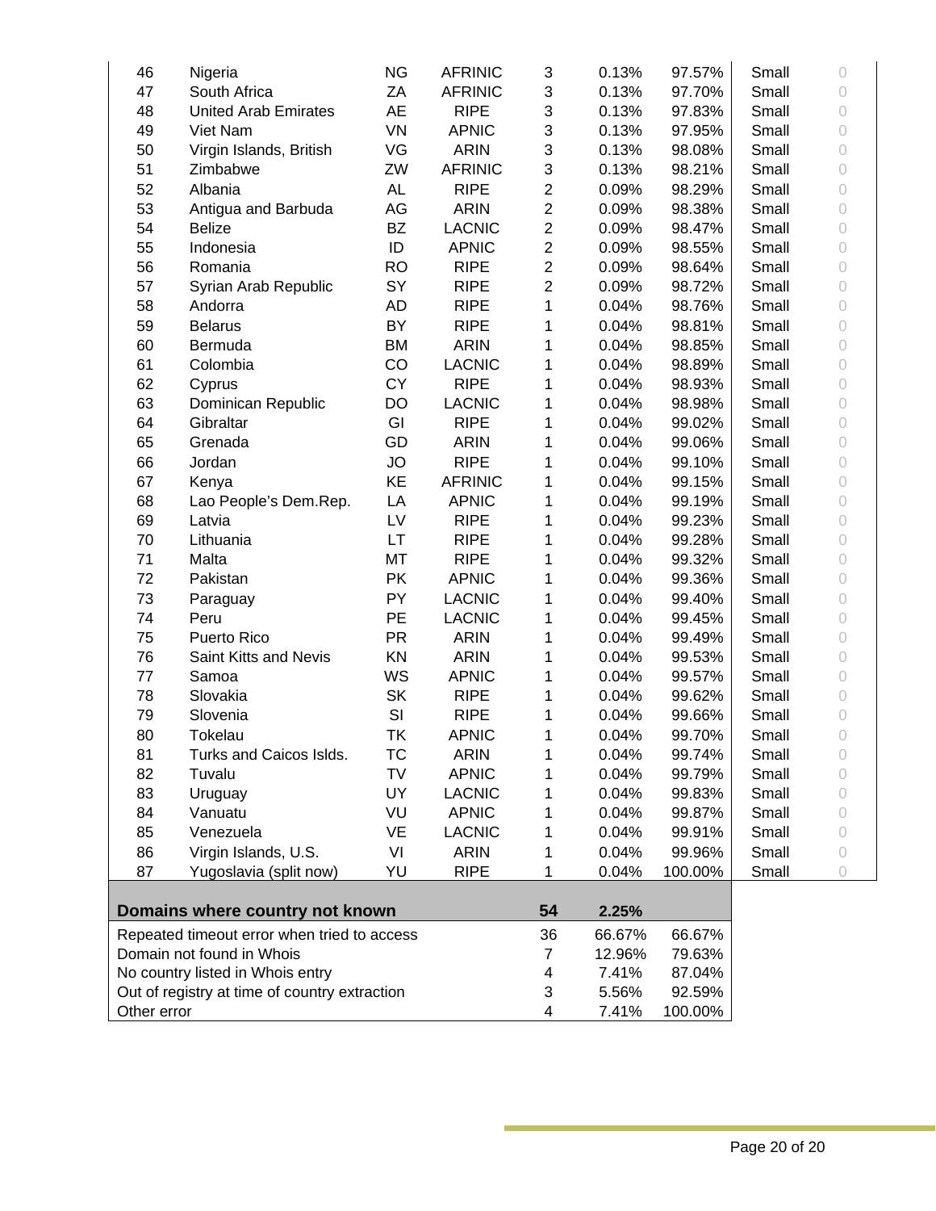| | | | | | | | | |
|---|---|---|---|---|---|---|---|---|
| 46 | Nigeria | NG | AFRINIC | 3 | 0.13% | 97.57% | Small | 0 |
| 47 | South Africa | ZA | AFRINIC | 3 | 0.13% | 97.70% | Small | 0 |
| 48 | United Arab Emirates | AE | RIPE | 3 | 0.13% | 97.83% | Small | 0 |
| 49 | Viet Nam | VN | APNIC | 3 | 0.13% | 97.95% | Small | 0 |
| 50 | Virgin Islands, British | VG | ARIN | 3 | 0.13% | 98.08% | Small | 0 |
| 51 | Zimbabwe | ZW | AFRINIC | 3 | 0.13% | 98.21% | Small | 0 |
| 52 | Albania | AL | RIPE | 2 | 0.09% | 98.29% | Small | 0 |
| 53 | Antigua and Barbuda | AG | ARIN | 2 | 0.09% | 98.38% | Small | 0 |
| 54 | Belize | BZ | LACNIC | 2 | 0.09% | 98.47% | Small | 0 |
| 55 | Indonesia | ID | APNIC | 2 | 0.09% | 98.55% | Small | 0 |
| 56 | Romania | RO | RIPE | 2 | 0.09% | 98.64% | Small | 0 |
| 57 | Syrian Arab Republic | SY | RIPE | 2 | 0.09% | 98.72% | Small | 0 |
| 58 | Andorra | AD | RIPE | 1 | 0.04% | 98.76% | Small | 0 |
| 59 | Belarus | BY | RIPE | 1 | 0.04% | 98.81% | Small | 0 |
| 60 | Bermuda | BM | ARIN | 1 | 0.04% | 98.85% | Small | 0 |
| 61 | Colombia | CO | LACNIC | 1 | 0.04% | 98.89% | Small | 0 |
| 62 | Cyprus | CY | RIPE | 1 | 0.04% | 98.93% | Small | 0 |
| 63 | Dominican Republic | DO | LACNIC | 1 | 0.04% | 98.98% | Small | 0 |
| 64 | Gibraltar | GI | RIPE | 1 | 0.04% | 99.02% | Small | 0 |
| 65 | Grenada | GD | ARIN | 1 | 0.04% | 99.06% | Small | 0 |
| 66 | Jordan | JO | RIPE | 1 | 0.04% | 99.10% | Small | 0 |
| 67 | Kenya | KE | AFRINIC | 1 | 0.04% | 99.15% | Small | 0 |
| 68 | Lao People's Dem.Rep. | LA | APNIC | 1 | 0.04% | 99.19% | Small | 0 |
| 69 | Latvia | LV | RIPE | 1 | 0.04% | 99.23% | Small | 0 |
| 70 | Lithuania | LT | RIPE | 1 | 0.04% | 99.28% | Small | 0 |
| 71 | Malta | MT | RIPE | 1 | 0.04% | 99.32% | Small | 0 |
| 72 | Pakistan | PK | APNIC | 1 | 0.04% | 99.36% | Small | 0 |
| 73 | Paraguay | PY | LACNIC | 1 | 0.04% | 99.40% | Small | 0 |
| 74 | Peru | PE | LACNIC | 1 | 0.04% | 99.45% | Small | 0 |
| 75 | Puerto Rico | PR | ARIN | 1 | 0.04% | 99.49% | Small | 0 |
| 76 | Saint Kitts and Nevis | KN | ARIN | 1 | 0.04% | 99.53% | Small | 0 |
| 77 | Samoa | WS | APNIC | 1 | 0.04% | 99.57% | Small | 0 |
| 78 | Slovakia | SK | RIPE | 1 | 0.04% | 99.62% | Small | 0 |
| 79 | Slovenia | SI | RIPE | 1 | 0.04% | 99.66% | Small | 0 |
| 80 | Tokelau | TK | APNIC | 1 | 0.04% | 99.70% | Small | 0 |
| 81 | Turks and Caicos Islds. | TC | ARIN | 1 | 0.04% | 99.74% | Small | 0 |
| 82 | Tuvalu | TV | APNIC | 1 | 0.04% | 99.79% | Small | 0 |
| 83 | Uruguay | UY | LACNIC | 1 | 0.04% | 99.83% | Small | 0 |
| 84 | Vanuatu | VU | APNIC | 1 | 0.04% | 99.87% | Small | 0 |
| 85 | Venezuela | VE | LACNIC | 1 | 0.04% | 99.91% | Small | 0 |
| 86 | Virgin Islands, U.S. | VI | ARIN | 1 | 0.04% | 99.96% | Small | 0 |
| 87 | Yugoslavia (split now) | YU | RIPE | 1 | 0.04% | 100.00% | Small | 0 |

| **Domains where country not known** | **54** | **2.25%** | |
|---|---|---|---|
| Repeated timeout error when tried to access | 36 | 66.67% | 66.67% |
| Domain not found in Whois | 7 | 12.96% | 79.63% |
| No country listed in Whois entry | 4 | 7.41% | 87.04% |
| Out of registry at time of country extraction | 3 | 5.56% | 92.59% |
| Other error | 4 | 7.41% | 100.00% |